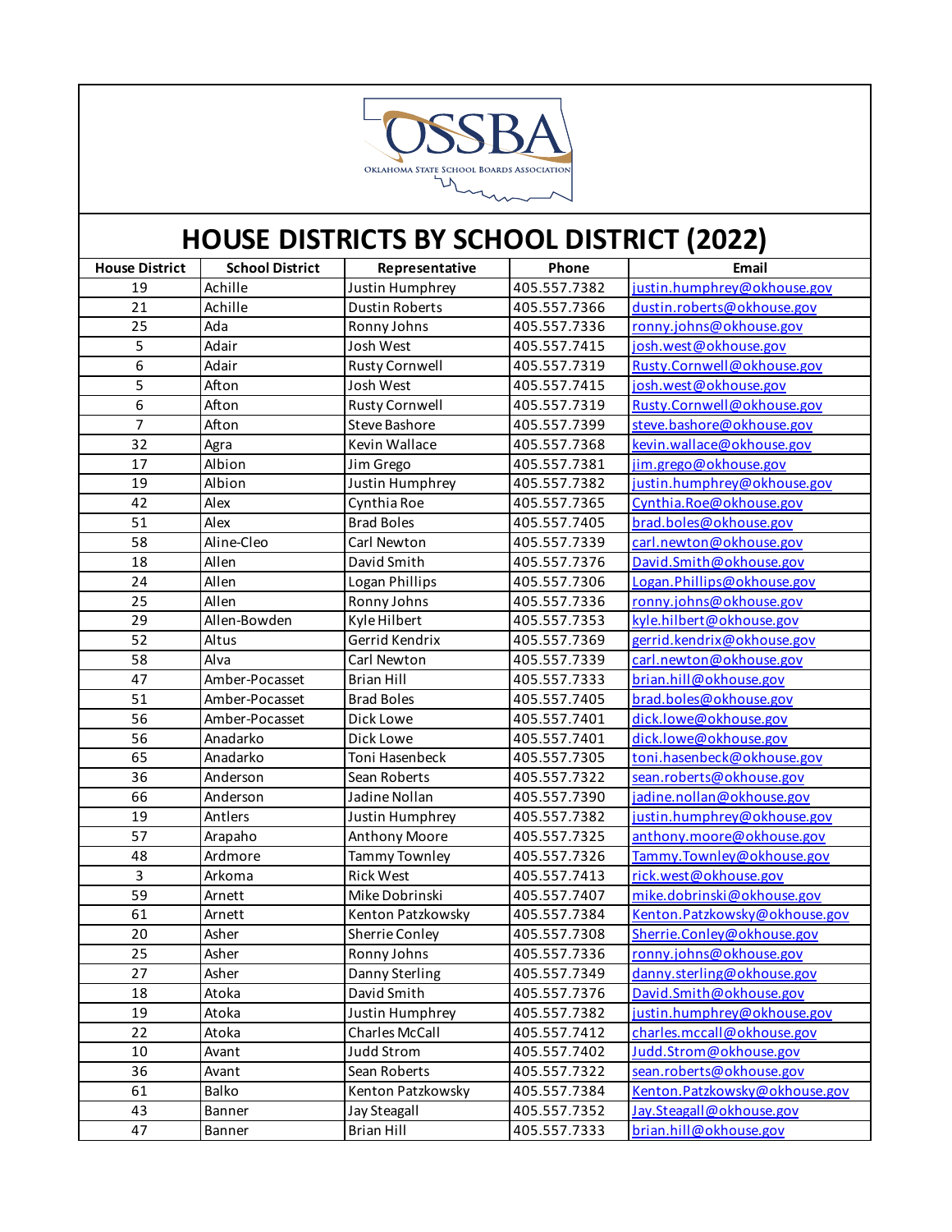OSSBA
Oklahoma State School Boards Association

# HOUSE DISTRICTS BY SCHOOL DISTRICT (2022)

| House District | School District | Representative | Phone | Email |
|---|---|---|---|---|
| 19 | Achille | Justin Humphrey | 405.557.7382 | justin.humphrey@okhouse.gov |
| 21 | Achille | Dustin Roberts | 405.557.7366 | dustin.roberts@okhouse.gov |
| 25 | Ada | Ronny Johns | 405.557.7336 | ronny.johns@okhouse.gov |
| 5 | Adair | Josh West | 405.557.7415 | josh.west@okhouse.gov |
| 6 | Adair | Rusty Cornwell | 405.557.7319 | Rusty.Cornwell@okhouse.gov |
| 5 | Afton | Josh West | 405.557.7415 | josh.west@okhouse.gov |
| 6 | Afton | Rusty Cornwell | 405.557.7319 | Rusty.Cornwell@okhouse.gov |
| 7 | Afton | Steve Bashore | 405.557.7399 | steve.bashore@okhouse.gov |
| 32 | Agra | Kevin Wallace | 405.557.7368 | kevin.wallace@okhouse.gov |
| 17 | Albion | Jim Grego | 405.557.7381 | jim.grego@okhouse.gov |
| 19 | Albion | Justin Humphrey | 405.557.7382 | justin.humphrey@okhouse.gov |
| 42 | Alex | Cynthia Roe | 405.557.7365 | Cynthia.Roe@okhouse.gov |
| 51 | Alex | Brad Boles | 405.557.7405 | brad.boles@okhouse.gov |
| 58 | Aline-Cleo | Carl Newton | 405.557.7339 | carl.newton@okhouse.gov |
| 18 | Allen | David Smith | 405.557.7376 | David.Smith@okhouse.gov |
| 24 | Allen | Logan Phillips | 405.557.7306 | Logan.Phillips@okhouse.gov |
| 25 | Allen | Ronny Johns | 405.557.7336 | ronny.johns@okhouse.gov |
| 29 | Allen-Bowden | Kyle Hilbert | 405.557.7353 | kyle.hilbert@okhouse.gov |
| 52 | Altus | Gerrid Kendrix | 405.557.7369 | gerrid.kendrix@okhouse.gov |
| 58 | Alva | Carl Newton | 405.557.7339 | carl.newton@okhouse.gov |
| 47 | Amber-Pocasset | Brian Hill | 405.557.7333 | brian.hill@okhouse.gov |
| 51 | Amber-Pocasset | Brad Boles | 405.557.7405 | brad.boles@okhouse.gov |
| 56 | Amber-Pocasset | Dick Lowe | 405.557.7401 | dick.lowe@okhouse.gov |
| 56 | Anadarko | Dick Lowe | 405.557.7401 | dick.lowe@okhouse.gov |
| 65 | Anadarko | Toni Hasenbeck | 405.557.7305 | toni.hasenbeck@okhouse.gov |
| 36 | Anderson | Sean Roberts | 405.557.7322 | sean.roberts@okhouse.gov |
| 66 | Anderson | Jadine Nollan | 405.557.7390 | jadine.nollan@okhouse.gov |
| 19 | Antlers | Justin Humphrey | 405.557.7382 | justin.humphrey@okhouse.gov |
| 57 | Arapaho | Anthony Moore | 405.557.7325 | anthony.moore@okhouse.gov |
| 48 | Ardmore | Tammy Townley | 405.557.7326 | Tammy.Townley@okhouse.gov |
| 3 | Arkoma | Rick West | 405.557.7413 | rick.west@okhouse.gov |
| 59 | Arnett | Mike Dobrinski | 405.557.7407 | mike.dobrinski@okhouse.gov |
| 61 | Arnett | Kenton Patzkowsky | 405.557.7384 | Kenton.Patzkowsky@okhouse.gov |
| 20 | Asher | Sherrie Conley | 405.557.7308 | Sherrie.Conley@okhouse.gov |
| 25 | Asher | Ronny Johns | 405.557.7336 | ronny.johns@okhouse.gov |
| 27 | Asher | Danny Sterling | 405.557.7349 | danny.sterling@okhouse.gov |
| 18 | Atoka | David Smith | 405.557.7376 | David.Smith@okhouse.gov |
| 19 | Atoka | Justin Humphrey | 405.557.7382 | justin.humphrey@okhouse.gov |
| 22 | Atoka | Charles McCall | 405.557.7412 | charles.mccall@okhouse.gov |
| 10 | Avant | Judd Strom | 405.557.7402 | Judd.Strom@okhouse.gov |
| 36 | Avant | Sean Roberts | 405.557.7322 | sean.roberts@okhouse.gov |
| 61 | Balko | Kenton Patzkowsky | 405.557.7384 | Kenton.Patzkowsky@okhouse.gov |
| 43 | Banner | Jay Steagall | 405.557.7352 | Jay.Steagall@okhouse.gov |
| 47 | Banner | Brian Hill | 405.557.7333 | brian.hill@okhouse.gov |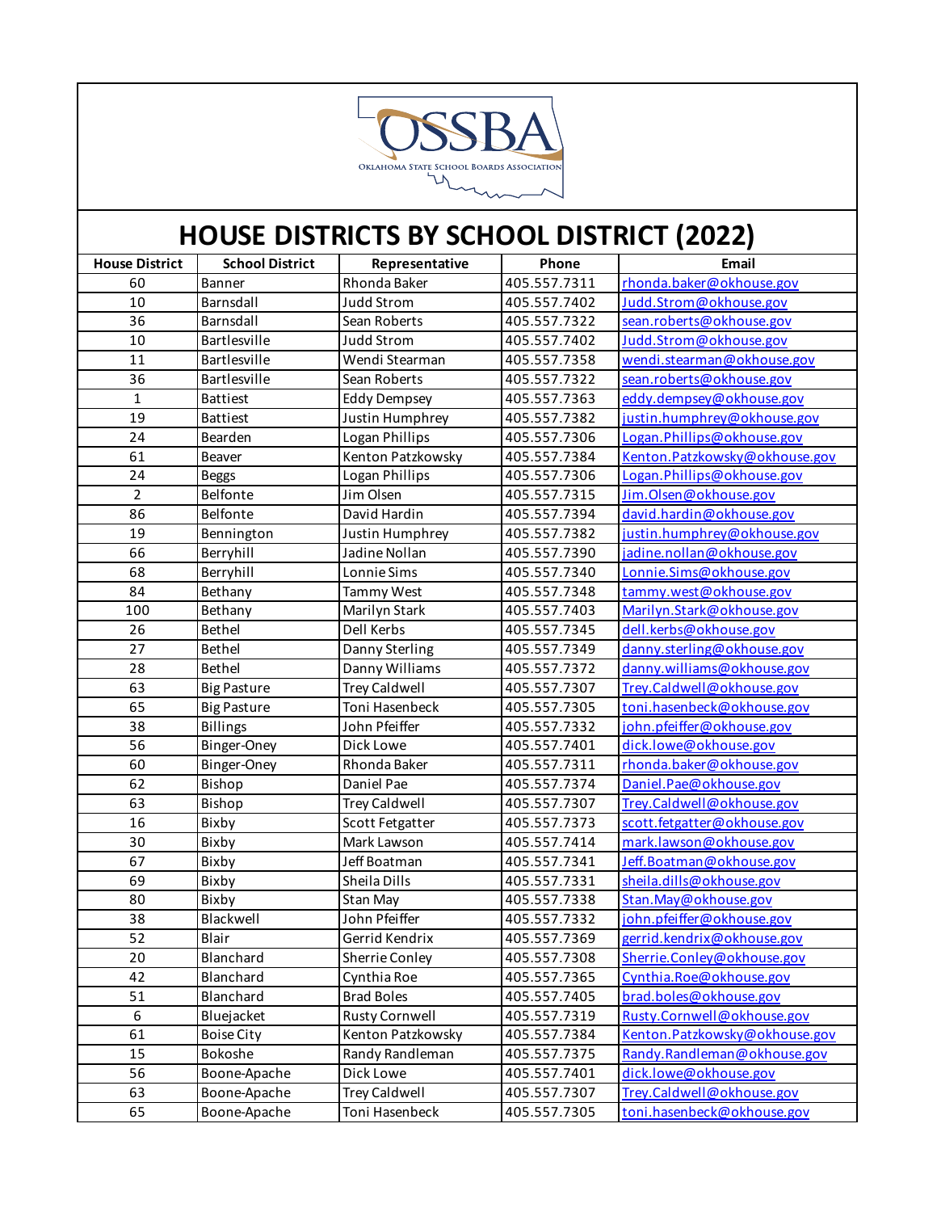# HOUSE DISTRICTS BY SCHOOL DISTRICT (2022)

| House District | School District | Representative | Phone | Email |
|---|---|---|---|---|
| 60 | Banner | Rhonda Baker | 405.557.7311 | rhonda.baker@okhouse.gov |
| 10 | Barnsdall | Judd Strom | 405.557.7402 | Judd.Strom@okhouse.gov |
| 36 | Barnsdall | Sean Roberts | 405.557.7322 | sean.roberts@okhouse.gov |
| 10 | Bartlesville | Judd Strom | 405.557.7402 | Judd.Strom@okhouse.gov |
| 11 | Bartlesville | Wendi Stearman | 405.557.7358 | wendi.stearman@okhouse.gov |
| 36 | Bartlesville | Sean Roberts | 405.557.7322 | sean.roberts@okhouse.gov |
| 1 | Battiest | Eddy Dempsey | 405.557.7363 | eddy.dempsey@okhouse.gov |
| 19 | Battiest | Justin Humphrey | 405.557.7382 | justin.humphrey@okhouse.gov |
| 24 | Bearden | Logan Phillips | 405.557.7306 | Logan.Phillips@okhouse.gov |
| 61 | Beaver | Kenton Patzkowsky | 405.557.7384 | Kenton.Patzkowsky@okhouse.gov |
| 24 | Beggs | Logan Phillips | 405.557.7306 | Logan.Phillips@okhouse.gov |
| 2 | Belfonte | Jim Olsen | 405.557.7315 | Jim.Olsen@okhouse.gov |
| 86 | Belfonte | David Hardin | 405.557.7394 | david.hardin@okhouse.gov |
| 19 | Bennington | Justin Humphrey | 405.557.7382 | justin.humphrey@okhouse.gov |
| 66 | Berryhill | Jadine Nollan | 405.557.7390 | jadine.nollan@okhouse.gov |
| 68 | Berryhill | Lonnie Sims | 405.557.7340 | Lonnie.Sims@okhouse.gov |
| 84 | Bethany | Tammy West | 405.557.7348 | tammy.west@okhouse.gov |
| 100 | Bethany | Marilyn Stark | 405.557.7403 | Marilyn.Stark@okhouse.gov |
| 26 | Bethel | Dell Kerbs | 405.557.7345 | dell.kerbs@okhouse.gov |
| 27 | Bethel | Danny Sterling | 405.557.7349 | danny.sterling@okhouse.gov |
| 28 | Bethel | Danny Williams | 405.557.7372 | danny.williams@okhouse.gov |
| 63 | Big Pasture | Trey Caldwell | 405.557.7307 | Trey.Caldwell@okhouse.gov |
| 65 | Big Pasture | Toni Hasenbeck | 405.557.7305 | toni.hasenbeck@okhouse.gov |
| 38 | Billings | John Pfeiffer | 405.557.7332 | john.pfeiffer@okhouse.gov |
| 56 | Binger-Oney | Dick Lowe | 405.557.7401 | dick.lowe@okhouse.gov |
| 60 | Binger-Oney | Rhonda Baker | 405.557.7311 | rhonda.baker@okhouse.gov |
| 62 | Bishop | Daniel Pae | 405.557.7374 | Daniel.Pae@okhouse.gov |
| 63 | Bishop | Trey Caldwell | 405.557.7307 | Trey.Caldwell@okhouse.gov |
| 16 | Bixby | Scott Fetgatter | 405.557.7373 | scott.fetgatter@okhouse.gov |
| 30 | Bixby | Mark Lawson | 405.557.7414 | mark.lawson@okhouse.gov |
| 67 | Bixby | Jeff Boatman | 405.557.7341 | Jeff.Boatman@okhouse.gov |
| 69 | Bixby | Sheila Dills | 405.557.7331 | sheila.dills@okhouse.gov |
| 80 | Bixby | Stan May | 405.557.7338 | Stan.May@okhouse.gov |
| 38 | Blackwell | John Pfeiffer | 405.557.7332 | john.pfeiffer@okhouse.gov |
| 52 | Blair | Gerrid Kendrix | 405.557.7369 | gerrid.kendrix@okhouse.gov |
| 20 | Blanchard | Sherrie Conley | 405.557.7308 | Sherrie.Conley@okhouse.gov |
| 42 | Blanchard | Cynthia Roe | 405.557.7365 | Cynthia.Roe@okhouse.gov |
| 51 | Blanchard | Brad Boles | 405.557.7405 | brad.boles@okhouse.gov |
| 6 | Bluejacket | Rusty Cornwell | 405.557.7319 | Rusty.Cornwell@okhouse.gov |
| 61 | Boise City | Kenton Patzkowsky | 405.557.7384 | Kenton.Patzkowsky@okhouse.gov |
| 15 | Bokoshe | Randy Randleman | 405.557.7375 | Randy.Randleman@okhouse.gov |
| 56 | Boone-Apache | Dick Lowe | 405.557.7401 | dick.lowe@okhouse.gov |
| 63 | Boone-Apache | Trey Caldwell | 405.557.7307 | Trey.Caldwell@okhouse.gov |
| 65 | Boone-Apache | Toni Hasenbeck | 405.557.7305 | toni.hasenbeck@okhouse.gov |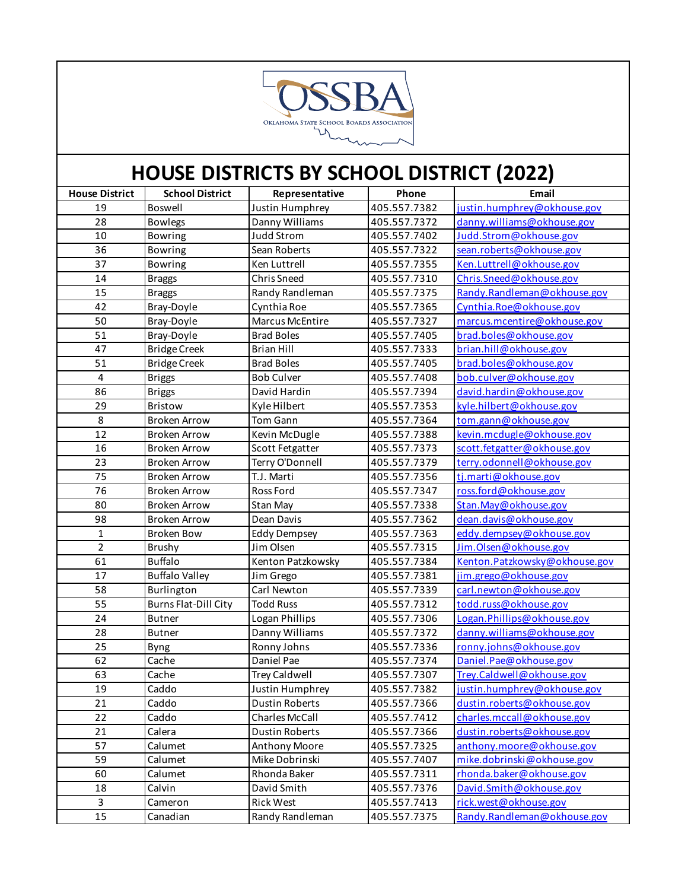# HOUSE DISTRICTS BY SCHOOL DISTRICT (2022)

| House District | School District | Representative | Phone | Email |
|---|---|---|---|---|
| 19 | Boswell | Justin Humphrey | 405.557.7382 | justin.humphrey@okhouse.gov |
| 28 | Bowlegs | Danny Williams | 405.557.7372 | danny.williams@okhouse.gov |
| 10 | Bowring | Judd Strom | 405.557.7402 | Judd.Strom@okhouse.gov |
| 36 | Bowring | Sean Roberts | 405.557.7322 | sean.roberts@okhouse.gov |
| 37 | Bowring | Ken Luttrell | 405.557.7355 | Ken.Luttrell@okhouse.gov |
| 14 | Braggs | Chris Sneed | 405.557.7310 | Chris.Sneed@okhouse.gov |
| 15 | Braggs | Randy Randleman | 405.557.7375 | Randy.Randleman@okhouse.gov |
| 42 | Bray-Doyle | Cynthia Roe | 405.557.7365 | Cynthia.Roe@okhouse.gov |
| 50 | Bray-Doyle | Marcus McEntire | 405.557.7327 | marcus.mcentire@okhouse.gov |
| 51 | Bray-Doyle | Brad Boles | 405.557.7405 | brad.boles@okhouse.gov |
| 47 | Bridge Creek | Brian Hill | 405.557.7333 | brian.hill@okhouse.gov |
| 51 | Bridge Creek | Brad Boles | 405.557.7405 | brad.boles@okhouse.gov |
| 4 | Briggs | Bob Culver | 405.557.7408 | bob.culver@okhouse.gov |
| 86 | Briggs | David Hardin | 405.557.7394 | david.hardin@okhouse.gov |
| 29 | Bristow | Kyle Hilbert | 405.557.7353 | kyle.hilbert@okhouse.gov |
| 8 | Broken Arrow | Tom Gann | 405.557.7364 | tom.gann@okhouse.gov |
| 12 | Broken Arrow | Kevin McDugle | 405.557.7388 | kevin.mcdugle@okhouse.gov |
| 16 | Broken Arrow | Scott Fetgatter | 405.557.7373 | scott.fetgatter@okhouse.gov |
| 23 | Broken Arrow | Terry O'Donnell | 405.557.7379 | terry.odonnell@okhouse.gov |
| 75 | Broken Arrow | T.J. Marti | 405.557.7356 | tj.marti@okhouse.gov |
| 76 | Broken Arrow | Ross Ford | 405.557.7347 | ross.ford@okhouse.gov |
| 80 | Broken Arrow | Stan May | 405.557.7338 | Stan.May@okhouse.gov |
| 98 | Broken Arrow | Dean Davis | 405.557.7362 | dean.davis@okhouse.gov |
| 1 | Broken Bow | Eddy Dempsey | 405.557.7363 | eddy.dempsey@okhouse.gov |
| 2 | Brushy | Jim Olsen | 405.557.7315 | Jim.Olsen@okhouse.gov |
| 61 | Buffalo | Kenton Patzkowsky | 405.557.7384 | Kenton.Patzkowsky@okhouse.gov |
| 17 | Buffalo Valley | Jim Grego | 405.557.7381 | jim.grego@okhouse.gov |
| 58 | Burlington | Carl Newton | 405.557.7339 | carl.newton@okhouse.gov |
| 55 | Burns Flat-Dill City | Todd Russ | 405.557.7312 | todd.russ@okhouse.gov |
| 24 | Butner | Logan Phillips | 405.557.7306 | Logan.Phillips@okhouse.gov |
| 28 | Butner | Danny Williams | 405.557.7372 | danny.williams@okhouse.gov |
| 25 | Byng | Ronny Johns | 405.557.7336 | ronny.johns@okhouse.gov |
| 62 | Cache | Daniel Pae | 405.557.7374 | Daniel.Pae@okhouse.gov |
| 63 | Cache | Trey Caldwell | 405.557.7307 | Trey.Caldwell@okhouse.gov |
| 19 | Caddo | Justin Humphrey | 405.557.7382 | justin.humphrey@okhouse.gov |
| 21 | Caddo | Dustin Roberts | 405.557.7366 | dustin.roberts@okhouse.gov |
| 22 | Caddo | Charles McCall | 405.557.7412 | charles.mccall@okhouse.gov |
| 21 | Calera | Dustin Roberts | 405.557.7366 | dustin.roberts@okhouse.gov |
| 57 | Calumet | Anthony Moore | 405.557.7325 | anthony.moore@okhouse.gov |
| 59 | Calumet | Mike Dobrinski | 405.557.7407 | mike.dobrinski@okhouse.gov |
| 60 | Calumet | Rhonda Baker | 405.557.7311 | rhonda.baker@okhouse.gov |
| 18 | Calvin | David Smith | 405.557.7376 | David.Smith@okhouse.gov |
| 3 | Cameron | Rick West | 405.557.7413 | rick.west@okhouse.gov |
| 15 | Canadian | Randy Randleman | 405.557.7375 | Randy.Randleman@okhouse.gov |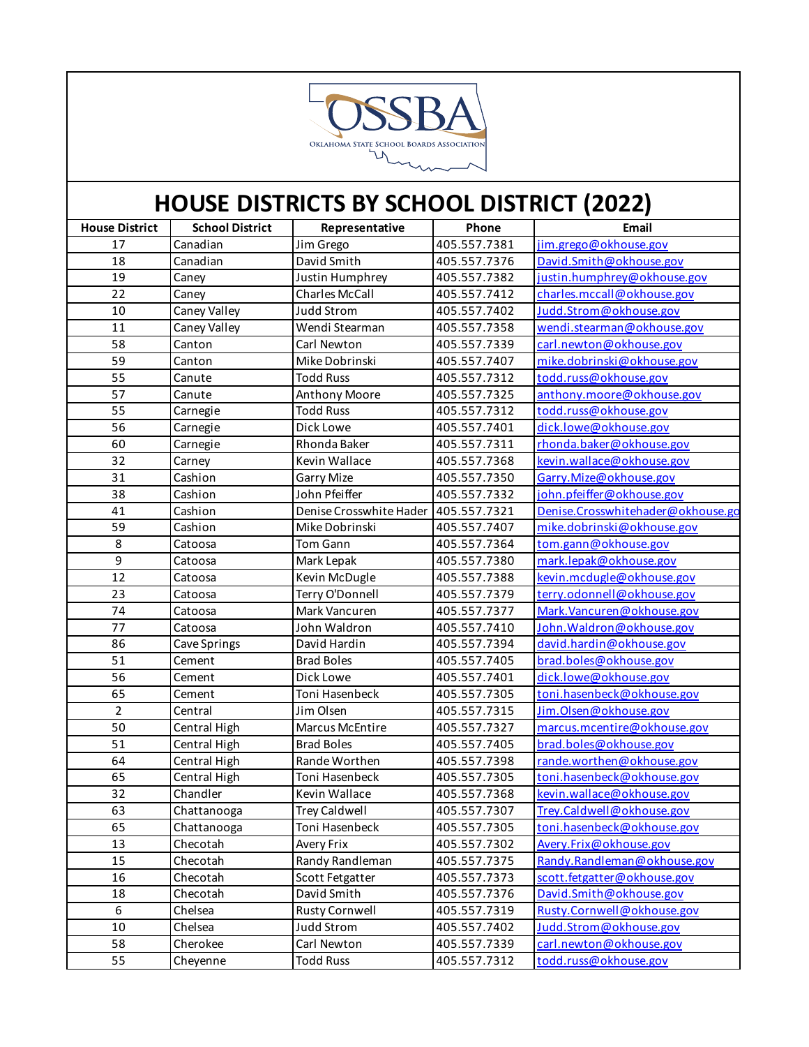# HOUSE DISTRICTS BY SCHOOL DISTRICT (2022)

| House District | School District | Representative | Phone | Email |
|---|---|---|---|---|
| 17 | Canadian | Jim Grego | 405.557.7381 | jim.grego@okhouse.gov |
| 18 | Canadian | David Smith | 405.557.7376 | David.Smith@okhouse.gov |
| 19 | Caney | Justin Humphrey | 405.557.7382 | justin.humphrey@okhouse.gov |
| 22 | Caney | Charles McCall | 405.557.7412 | charles.mccall@okhouse.gov |
| 10 | Caney Valley | Judd Strom | 405.557.7402 | Judd.Strom@okhouse.gov |
| 11 | Caney Valley | Wendi Stearman | 405.557.7358 | wendi.stearman@okhouse.gov |
| 58 | Canton | Carl Newton | 405.557.7339 | carl.newton@okhouse.gov |
| 59 | Canton | Mike Dobrinski | 405.557.7407 | mike.dobrinski@okhouse.gov |
| 55 | Canute | Todd Russ | 405.557.7312 | todd.russ@okhouse.gov |
| 57 | Canute | Anthony Moore | 405.557.7325 | anthony.moore@okhouse.gov |
| 55 | Carnegie | Todd Russ | 405.557.7312 | todd.russ@okhouse.gov |
| 56 | Carnegie | Dick Lowe | 405.557.7401 | dick.lowe@okhouse.gov |
| 60 | Carnegie | Rhonda Baker | 405.557.7311 | rhonda.baker@okhouse.gov |
| 32 | Carney | Kevin Wallace | 405.557.7368 | kevin.wallace@okhouse.gov |
| 31 | Cashion | Garry Mize | 405.557.7350 | Garry.Mize@okhouse.gov |
| 38 | Cashion | John Pfeiffer | 405.557.7332 | john.pfeiffer@okhouse.gov |
| 41 | Cashion | Denise Crosswhite Hader | 405.557.7321 | Denise.Crosswhitehader@okhouse.go |
| 59 | Cashion | Mike Dobrinski | 405.557.7407 | mike.dobrinski@okhouse.gov |
| 8 | Catoosa | Tom Gann | 405.557.7364 | tom.gann@okhouse.gov |
| 9 | Catoosa | Mark Lepak | 405.557.7380 | mark.lepak@okhouse.gov |
| 12 | Catoosa | Kevin McDugle | 405.557.7388 | kevin.mcdugle@okhouse.gov |
| 23 | Catoosa | Terry O'Donnell | 405.557.7379 | terry.odonnell@okhouse.gov |
| 74 | Catoosa | Mark Vancuren | 405.557.7377 | Mark.Vancuren@okhouse.gov |
| 77 | Catoosa | John Waldron | 405.557.7410 | John.Waldron@okhouse.gov |
| 86 | Cave Springs | David Hardin | 405.557.7394 | david.hardin@okhouse.gov |
| 51 | Cement | Brad Boles | 405.557.7405 | brad.boles@okhouse.gov |
| 56 | Cement | Dick Lowe | 405.557.7401 | dick.lowe@okhouse.gov |
| 65 | Cement | Toni Hasenbeck | 405.557.7305 | toni.hasenbeck@okhouse.gov |
| 2 | Central | Jim Olsen | 405.557.7315 | Jim.Olsen@okhouse.gov |
| 50 | Central High | Marcus McEntire | 405.557.7327 | marcus.mcentire@okhouse.gov |
| 51 | Central High | Brad Boles | 405.557.7405 | brad.boles@okhouse.gov |
| 64 | Central High | Rande Worthen | 405.557.7398 | rande.worthen@okhouse.gov |
| 65 | Central High | Toni Hasenbeck | 405.557.7305 | toni.hasenbeck@okhouse.gov |
| 32 | Chandler | Kevin Wallace | 405.557.7368 | kevin.wallace@okhouse.gov |
| 63 | Chattanooga | Trey Caldwell | 405.557.7307 | Trey.Caldwell@okhouse.gov |
| 65 | Chattanooga | Toni Hasenbeck | 405.557.7305 | toni.hasenbeck@okhouse.gov |
| 13 | Checotah | Avery Frix | 405.557.7302 | Avery.Frix@okhouse.gov |
| 15 | Checotah | Randy Randleman | 405.557.7375 | Randy.Randleman@okhouse.gov |
| 16 | Checotah | Scott Fetgatter | 405.557.7373 | scott.fetgatter@okhouse.gov |
| 18 | Checotah | David Smith | 405.557.7376 | David.Smith@okhouse.gov |
| 6 | Chelsea | Rusty Cornwell | 405.557.7319 | Rusty.Cornwell@okhouse.gov |
| 10 | Chelsea | Judd Strom | 405.557.7402 | Judd.Strom@okhouse.gov |
| 58 | Cherokee | Carl Newton | 405.557.7339 | carl.newton@okhouse.gov |
| 55 | Cheyenne | Todd Russ | 405.557.7312 | todd.russ@okhouse.gov |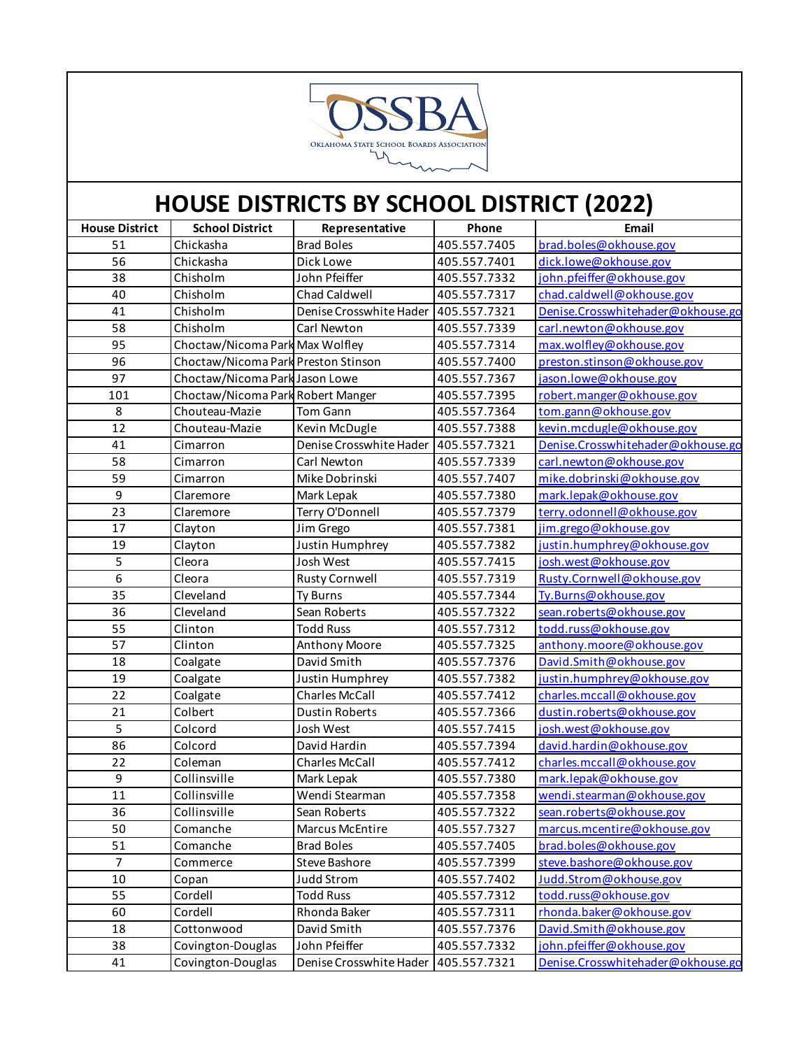# HOUSE DISTRICTS BY SCHOOL DISTRICT (2022)

| House District | School District | Representative | Phone | Email |
|---|---|---|---|---|
| 51 | Chickasha | Brad Boles | 405.557.7405 | brad.boles@okhouse.gov |
| 56 | Chickasha | Dick Lowe | 405.557.7401 | dick.lowe@okhouse.gov |
| 38 | Chisholm | John Pfeiffer | 405.557.7332 | john.pfeiffer@okhouse.gov |
| 40 | Chisholm | Chad Caldwell | 405.557.7317 | chad.caldwell@okhouse.gov |
| 41 | Chisholm | Denise Crosswhite Hader | 405.557.7321 | Denise.Crosswhitehader@okhouse.go |
| 58 | Chisholm | Carl Newton | 405.557.7339 | carl.newton@okhouse.gov |
| 95 | Choctaw/Nicoma Park | Max Wolfley | 405.557.7314 | max.wolfley@okhouse.gov |
| 96 | Choctaw/Nicoma Park | Preston Stinson | 405.557.7400 | preston.stinson@okhouse.gov |
| 97 | Choctaw/Nicoma Park | Jason Lowe | 405.557.7367 | jason.lowe@okhouse.gov |
| 101 | Choctaw/Nicoma Park | Robert Manger | 405.557.7395 | robert.manger@okhouse.gov |
| 8 | Chouteau-Mazie | Tom Gann | 405.557.7364 | tom.gann@okhouse.gov |
| 12 | Chouteau-Mazie | Kevin McDugle | 405.557.7388 | kevin.mcdugle@okhouse.gov |
| 41 | Cimarron | Denise Crosswhite Hader | 405.557.7321 | Denise.Crosswhitehader@okhouse.go |
| 58 | Cimarron | Carl Newton | 405.557.7339 | carl.newton@okhouse.gov |
| 59 | Cimarron | Mike Dobrinski | 405.557.7407 | mike.dobrinski@okhouse.gov |
| 9 | Claremore | Mark Lepak | 405.557.7380 | mark.lepak@okhouse.gov |
| 23 | Claremore | Terry O'Donnell | 405.557.7379 | terry.odonnell@okhouse.gov |
| 17 | Clayton | Jim Grego | 405.557.7381 | jim.grego@okhouse.gov |
| 19 | Clayton | Justin Humphrey | 405.557.7382 | justin.humphrey@okhouse.gov |
| 5 | Cleora | Josh West | 405.557.7415 | josh.west@okhouse.gov |
| 6 | Cleora | Rusty Cornwell | 405.557.7319 | Rusty.Cornwell@okhouse.gov |
| 35 | Cleveland | Ty Burns | 405.557.7344 | Ty.Burns@okhouse.gov |
| 36 | Cleveland | Sean Roberts | 405.557.7322 | sean.roberts@okhouse.gov |
| 55 | Clinton | Todd Russ | 405.557.7312 | todd.russ@okhouse.gov |
| 57 | Clinton | Anthony Moore | 405.557.7325 | anthony.moore@okhouse.gov |
| 18 | Coalgate | David Smith | 405.557.7376 | David.Smith@okhouse.gov |
| 19 | Coalgate | Justin Humphrey | 405.557.7382 | justin.humphrey@okhouse.gov |
| 22 | Coalgate | Charles McCall | 405.557.7412 | charles.mccall@okhouse.gov |
| 21 | Colbert | Dustin Roberts | 405.557.7366 | dustin.roberts@okhouse.gov |
| 5 | Colcord | Josh West | 405.557.7415 | josh.west@okhouse.gov |
| 86 | Colcord | David Hardin | 405.557.7394 | david.hardin@okhouse.gov |
| 22 | Coleman | Charles McCall | 405.557.7412 | charles.mccall@okhouse.gov |
| 9 | Collinsville | Mark Lepak | 405.557.7380 | mark.lepak@okhouse.gov |
| 11 | Collinsville | Wendi Stearman | 405.557.7358 | wendi.stearman@okhouse.gov |
| 36 | Collinsville | Sean Roberts | 405.557.7322 | sean.roberts@okhouse.gov |
| 50 | Comanche | Marcus McEntire | 405.557.7327 | marcus.mcentire@okhouse.gov |
| 51 | Comanche | Brad Boles | 405.557.7405 | brad.boles@okhouse.gov |
| 7 | Commerce | Steve Bashore | 405.557.7399 | steve.bashore@okhouse.gov |
| 10 | Copan | Judd Strom | 405.557.7402 | Judd.Strom@okhouse.gov |
| 55 | Cordell | Todd Russ | 405.557.7312 | todd.russ@okhouse.gov |
| 60 | Cordell | Rhonda Baker | 405.557.7311 | rhonda.baker@okhouse.gov |
| 18 | Cottonwood | David Smith | 405.557.7376 | David.Smith@okhouse.gov |
| 38 | Covington-Douglas | John Pfeiffer | 405.557.7332 | john.pfeiffer@okhouse.gov |
| 41 | Covington-Douglas | Denise Crosswhite Hader | 405.557.7321 | Denise.Crosswhitehader@okhouse.go |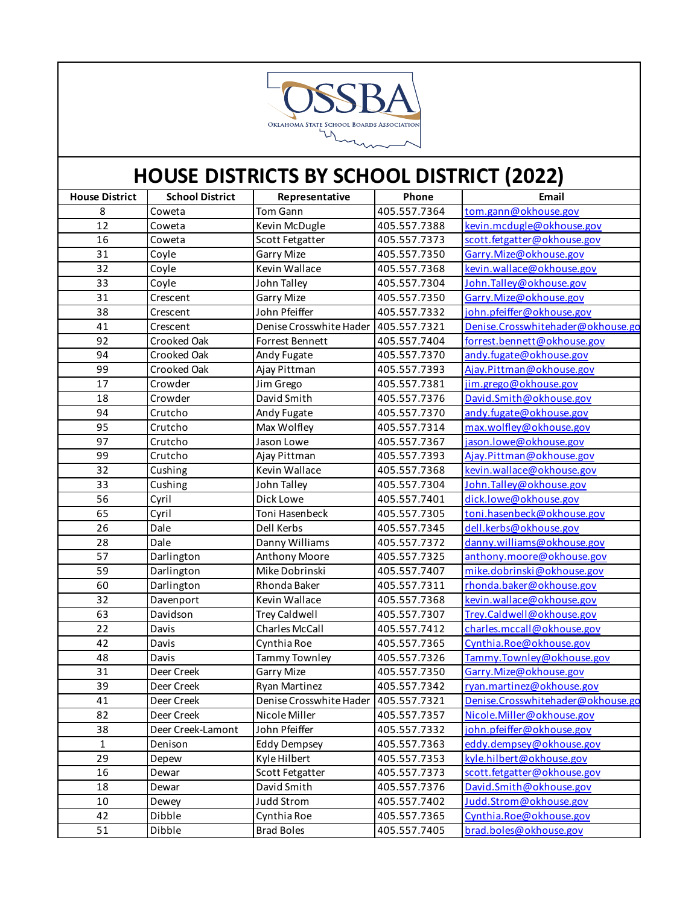# HOUSE DISTRICTS BY SCHOOL DISTRICT (2022)

| House District | School District | Representative | Phone | Email |
|---|---|---|---|---|
| 8 | Coweta | Tom Gann | 405.557.7364 | tom.gann@okhouse.gov |
| 12 | Coweta | Kevin McDugle | 405.557.7388 | kevin.mcdugle@okhouse.gov |
| 16 | Coweta | Scott Fetgatter | 405.557.7373 | scott.fetgatter@okhouse.gov |
| 31 | Coyle | Garry Mize | 405.557.7350 | Garry.Mize@okhouse.gov |
| 32 | Coyle | Kevin Wallace | 405.557.7368 | kevin.wallace@okhouse.gov |
| 33 | Coyle | John Talley | 405.557.7304 | John.Talley@okhouse.gov |
| 31 | Crescent | Garry Mize | 405.557.7350 | Garry.Mize@okhouse.gov |
| 38 | Crescent | John Pfeiffer | 405.557.7332 | john.pfeiffer@okhouse.gov |
| 41 | Crescent | Denise Crosswhite Hader | 405.557.7321 | Denise.Crosswhitehader@okhouse.go |
| 92 | Crooked Oak | Forrest Bennett | 405.557.7404 | forrest.bennett@okhouse.gov |
| 94 | Crooked Oak | Andy Fugate | 405.557.7370 | andy.fugate@okhouse.gov |
| 99 | Crooked Oak | Ajay Pittman | 405.557.7393 | Ajay.Pittman@okhouse.gov |
| 17 | Crowder | Jim Grego | 405.557.7381 | jim.grego@okhouse.gov |
| 18 | Crowder | David Smith | 405.557.7376 | David.Smith@okhouse.gov |
| 94 | Crutcho | Andy Fugate | 405.557.7370 | andy.fugate@okhouse.gov |
| 95 | Crutcho | Max Wolfley | 405.557.7314 | max.wolfley@okhouse.gov |
| 97 | Crutcho | Jason Lowe | 405.557.7367 | jason.lowe@okhouse.gov |
| 99 | Crutcho | Ajay Pittman | 405.557.7393 | Ajay.Pittman@okhouse.gov |
| 32 | Cushing | Kevin Wallace | 405.557.7368 | kevin.wallace@okhouse.gov |
| 33 | Cushing | John Talley | 405.557.7304 | John.Talley@okhouse.gov |
| 56 | Cyril | Dick Lowe | 405.557.7401 | dick.lowe@okhouse.gov |
| 65 | Cyril | Toni Hasenbeck | 405.557.7305 | toni.hasenbeck@okhouse.gov |
| 26 | Dale | Dell Kerbs | 405.557.7345 | dell.kerbs@okhouse.gov |
| 28 | Dale | Danny Williams | 405.557.7372 | danny.williams@okhouse.gov |
| 57 | Darlington | Anthony Moore | 405.557.7325 | anthony.moore@okhouse.gov |
| 59 | Darlington | Mike Dobrinski | 405.557.7407 | mike.dobrinski@okhouse.gov |
| 60 | Darlington | Rhonda Baker | 405.557.7311 | rhonda.baker@okhouse.gov |
| 32 | Davenport | Kevin Wallace | 405.557.7368 | kevin.wallace@okhouse.gov |
| 63 | Davidson | Trey Caldwell | 405.557.7307 | Trey.Caldwell@okhouse.gov |
| 22 | Davis | Charles McCall | 405.557.7412 | charles.mccall@okhouse.gov |
| 42 | Davis | Cynthia Roe | 405.557.7365 | Cynthia.Roe@okhouse.gov |
| 48 | Davis | Tammy Townley | 405.557.7326 | Tammy.Townley@okhouse.gov |
| 31 | Deer Creek | Garry Mize | 405.557.7350 | Garry.Mize@okhouse.gov |
| 39 | Deer Creek | Ryan Martinez | 405.557.7342 | ryan.martinez@okhouse.gov |
| 41 | Deer Creek | Denise Crosswhite Hader | 405.557.7321 | Denise.Crosswhitehader@okhouse.go |
| 82 | Deer Creek | Nicole Miller | 405.557.7357 | Nicole.Miller@okhouse.gov |
| 38 | Deer Creek-Lamont | John Pfeiffer | 405.557.7332 | john.pfeiffer@okhouse.gov |
| 1 | Denison | Eddy Dempsey | 405.557.7363 | eddy.dempsey@okhouse.gov |
| 29 | Depew | Kyle Hilbert | 405.557.7353 | kyle.hilbert@okhouse.gov |
| 16 | Dewar | Scott Fetgatter | 405.557.7373 | scott.fetgatter@okhouse.gov |
| 18 | Dewar | David Smith | 405.557.7376 | David.Smith@okhouse.gov |
| 10 | Dewey | Judd Strom | 405.557.7402 | Judd.Strom@okhouse.gov |
| 42 | Dibble | Cynthia Roe | 405.557.7365 | Cynthia.Roe@okhouse.gov |
| 51 | Dibble | Brad Boles | 405.557.7405 | brad.boles@okhouse.gov |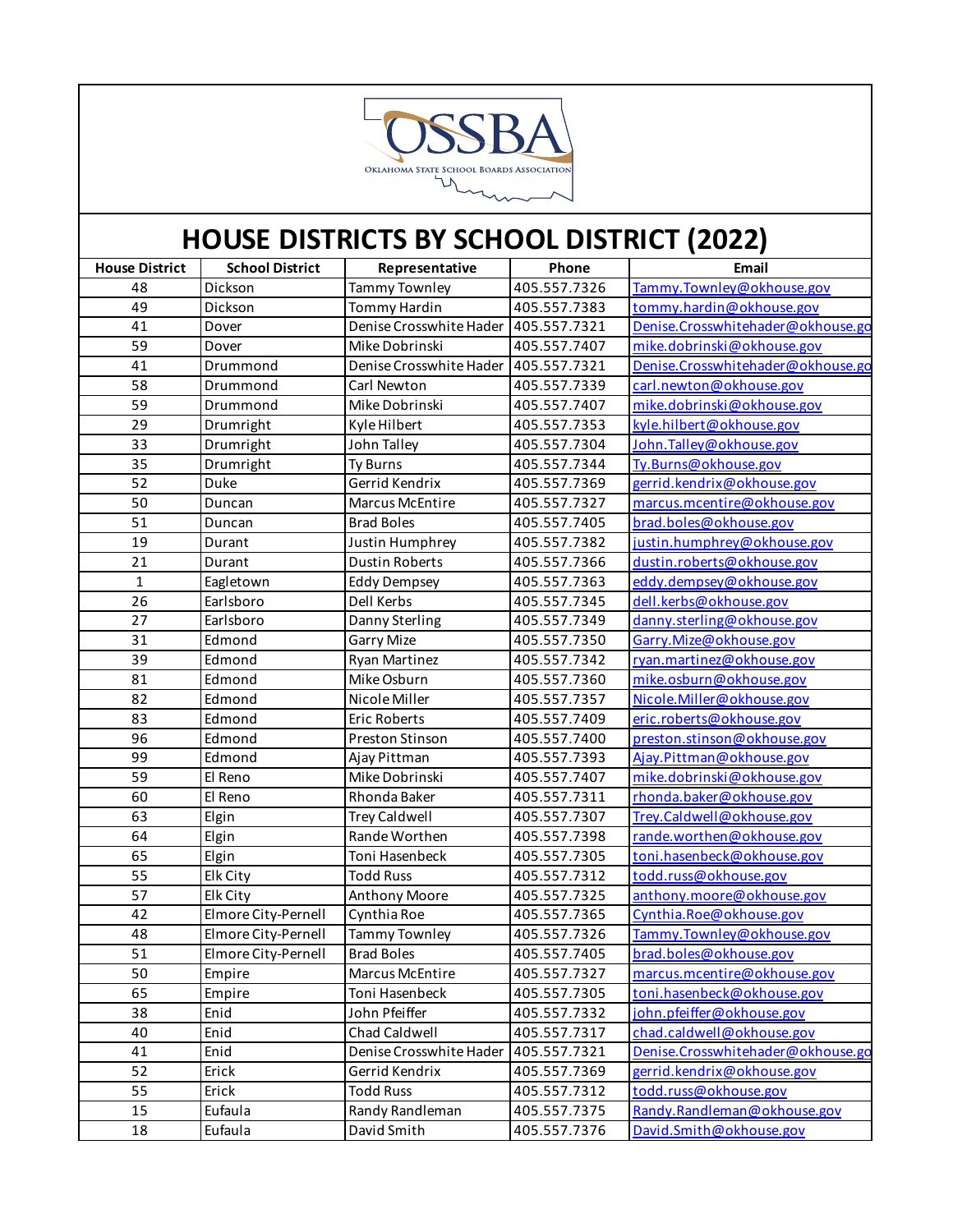# HOUSE DISTRICTS BY SCHOOL DISTRICT (2022)

| House District | School District | Representative | Phone | Email |
|---|---|---|---|---|
| 48 | Dickson | Tammy Townley | 405.557.7326 | Tammy.Townley@okhouse.gov |
| 49 | Dickson | Tommy Hardin | 405.557.7383 | tommy.hardin@okhouse.gov |
| 41 | Dover | Denise Crosswhite Hader | 405.557.7321 | Denise.Crosswhitehader@okhouse.go |
| 59 | Dover | Mike Dobrinski | 405.557.7407 | mike.dobrinski@okhouse.gov |
| 41 | Drummond | Denise Crosswhite Hader | 405.557.7321 | Denise.Crosswhitehader@okhouse.go |
| 58 | Drummond | Carl Newton | 405.557.7339 | carl.newton@okhouse.gov |
| 59 | Drummond | Mike Dobrinski | 405.557.7407 | mike.dobrinski@okhouse.gov |
| 29 | Drumright | Kyle Hilbert | 405.557.7353 | kyle.hilbert@okhouse.gov |
| 33 | Drumright | John Talley | 405.557.7304 | John.Talley@okhouse.gov |
| 35 | Drumright | Ty Burns | 405.557.7344 | Ty.Burns@okhouse.gov |
| 52 | Duke | Gerrid Kendrix | 405.557.7369 | gerrid.kendrix@okhouse.gov |
| 50 | Duncan | Marcus McEntire | 405.557.7327 | marcus.mcentire@okhouse.gov |
| 51 | Duncan | Brad Boles | 405.557.7405 | brad.boles@okhouse.gov |
| 19 | Durant | Justin Humphrey | 405.557.7382 | justin.humphrey@okhouse.gov |
| 21 | Durant | Dustin Roberts | 405.557.7366 | dustin.roberts@okhouse.gov |
| 1 | Eagletown | Eddy Dempsey | 405.557.7363 | eddy.dempsey@okhouse.gov |
| 26 | Earlsboro | Dell Kerbs | 405.557.7345 | dell.kerbs@okhouse.gov |
| 27 | Earlsboro | Danny Sterling | 405.557.7349 | danny.sterling@okhouse.gov |
| 31 | Edmond | Garry Mize | 405.557.7350 | Garry.Mize@okhouse.gov |
| 39 | Edmond | Ryan Martinez | 405.557.7342 | ryan.martinez@okhouse.gov |
| 81 | Edmond | Mike Osburn | 405.557.7360 | mike.osburn@okhouse.gov |
| 82 | Edmond | Nicole Miller | 405.557.7357 | Nicole.Miller@okhouse.gov |
| 83 | Edmond | Eric Roberts | 405.557.7409 | eric.roberts@okhouse.gov |
| 96 | Edmond | Preston Stinson | 405.557.7400 | preston.stinson@okhouse.gov |
| 99 | Edmond | Ajay Pittman | 405.557.7393 | Ajay.Pittman@okhouse.gov |
| 59 | El Reno | Mike Dobrinski | 405.557.7407 | mike.dobrinski@okhouse.gov |
| 60 | El Reno | Rhonda Baker | 405.557.7311 | rhonda.baker@okhouse.gov |
| 63 | Elgin | Trey Caldwell | 405.557.7307 | Trey.Caldwell@okhouse.gov |
| 64 | Elgin | Rande Worthen | 405.557.7398 | rande.worthen@okhouse.gov |
| 65 | Elgin | Toni Hasenbeck | 405.557.7305 | toni.hasenbeck@okhouse.gov |
| 55 | Elk City | Todd Russ | 405.557.7312 | todd.russ@okhouse.gov |
| 57 | Elk City | Anthony Moore | 405.557.7325 | anthony.moore@okhouse.gov |
| 42 | Elmore City-Pernell | Cynthia Roe | 405.557.7365 | Cynthia.Roe@okhouse.gov |
| 48 | Elmore City-Pernell | Tammy Townley | 405.557.7326 | Tammy.Townley@okhouse.gov |
| 51 | Elmore City-Pernell | Brad Boles | 405.557.7405 | brad.boles@okhouse.gov |
| 50 | Empire | Marcus McEntire | 405.557.7327 | marcus.mcentire@okhouse.gov |
| 65 | Empire | Toni Hasenbeck | 405.557.7305 | toni.hasenbeck@okhouse.gov |
| 38 | Enid | John Pfeiffer | 405.557.7332 | john.pfeiffer@okhouse.gov |
| 40 | Enid | Chad Caldwell | 405.557.7317 | chad.caldwell@okhouse.gov |
| 41 | Enid | Denise Crosswhite Hader | 405.557.7321 | Denise.Crosswhitehader@okhouse.go |
| 52 | Erick | Gerrid Kendrix | 405.557.7369 | gerrid.kendrix@okhouse.gov |
| 55 | Erick | Todd Russ | 405.557.7312 | todd.russ@okhouse.gov |
| 15 | Eufaula | Randy Randleman | 405.557.7375 | Randy.Randleman@okhouse.gov |
| 18 | Eufaula | David Smith | 405.557.7376 | David.Smith@okhouse.gov |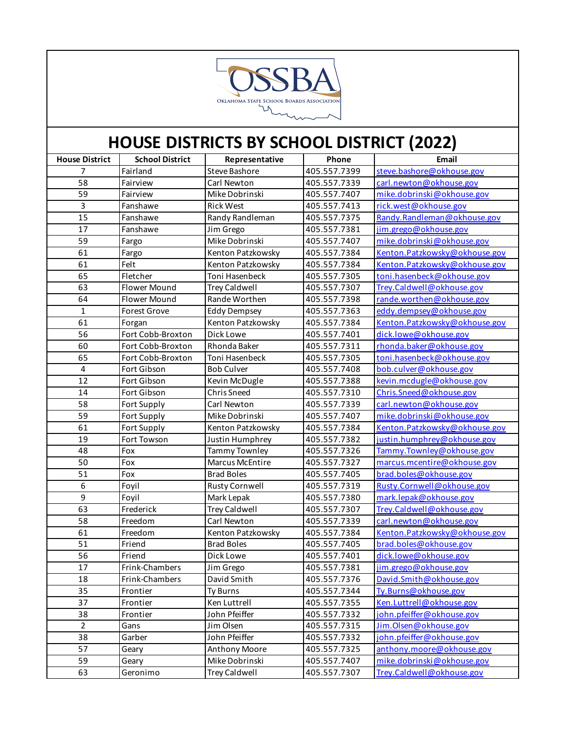OSSBA

OKLAHOMA STATE SCHOOL BOARDS ASSOCIATION

# HOUSE DISTRICTS BY SCHOOL DISTRICT (2022)

| House District | School District | Representative | Phone | Email |
|---|---|---|---|---|
| 7 | Fairland | Steve Bashore | 405.557.7399 | steve.bashore@okhouse.gov |
| 58 | Fairview | Carl Newton | 405.557.7339 | carl.newton@okhouse.gov |
| 59 | Fairview | Mike Dobrinski | 405.557.7407 | mike.dobrinski@okhouse.gov |
| 3 | Fanshawe | Rick West | 405.557.7413 | rick.west@okhouse.gov |
| 15 | Fanshawe | Randy Randleman | 405.557.7375 | Randy.Randleman@okhouse.gov |
| 17 | Fanshawe | Jim Grego | 405.557.7381 | jim.grego@okhouse.gov |
| 59 | Fargo | Mike Dobrinski | 405.557.7407 | mike.dobrinski@okhouse.gov |
| 61 | Fargo | Kenton Patzkowsky | 405.557.7384 | Kenton.Patzkowsky@okhouse.gov |
| 61 | Felt | Kenton Patzkowsky | 405.557.7384 | Kenton.Patzkowsky@okhouse.gov |
| 65 | Fletcher | Toni Hasenbeck | 405.557.7305 | toni.hasenbeck@okhouse.gov |
| 63 | Flower Mound | Trey Caldwell | 405.557.7307 | Trey.Caldwell@okhouse.gov |
| 64 | Flower Mound | Rande Worthen | 405.557.7398 | rande.worthen@okhouse.gov |
| 1 | Forest Grove | Eddy Dempsey | 405.557.7363 | eddy.dempsey@okhouse.gov |
| 61 | Forgan | Kenton Patzkowsky | 405.557.7384 | Kenton.Patzkowsky@okhouse.gov |
| 56 | Fort Cobb-Broxton | Dick Lowe | 405.557.7401 | dick.lowe@okhouse.gov |
| 60 | Fort Cobb-Broxton | Rhonda Baker | 405.557.7311 | rhonda.baker@okhouse.gov |
| 65 | Fort Cobb-Broxton | Toni Hasenbeck | 405.557.7305 | toni.hasenbeck@okhouse.gov |
| 4 | Fort Gibson | Bob Culver | 405.557.7408 | bob.culver@okhouse.gov |
| 12 | Fort Gibson | Kevin McDugle | 405.557.7388 | kevin.mcdugle@okhouse.gov |
| 14 | Fort Gibson | Chris Sneed | 405.557.7310 | Chris.Sneed@okhouse.gov |
| 58 | Fort Supply | Carl Newton | 405.557.7339 | carl.newton@okhouse.gov |
| 59 | Fort Supply | Mike Dobrinski | 405.557.7407 | mike.dobrinski@okhouse.gov |
| 61 | Fort Supply | Kenton Patzkowsky | 405.557.7384 | Kenton.Patzkowsky@okhouse.gov |
| 19 | Fort Towson | Justin Humphrey | 405.557.7382 | justin.humphrey@okhouse.gov |
| 48 | Fox | Tammy Townley | 405.557.7326 | Tammy.Townley@okhouse.gov |
| 50 | Fox | Marcus McEntire | 405.557.7327 | marcus.mcentire@okhouse.gov |
| 51 | Fox | Brad Boles | 405.557.7405 | brad.boles@okhouse.gov |
| 6 | Foyil | Rusty Cornwell | 405.557.7319 | Rusty.Cornwell@okhouse.gov |
| 9 | Foyil | Mark Lepak | 405.557.7380 | mark.lepak@okhouse.gov |
| 63 | Frederick | Trey Caldwell | 405.557.7307 | Trey.Caldwell@okhouse.gov |
| 58 | Freedom | Carl Newton | 405.557.7339 | carl.newton@okhouse.gov |
| 61 | Freedom | Kenton Patzkowsky | 405.557.7384 | Kenton.Patzkowsky@okhouse.gov |
| 51 | Friend | Brad Boles | 405.557.7405 | brad.boles@okhouse.gov |
| 56 | Friend | Dick Lowe | 405.557.7401 | dick.lowe@okhouse.gov |
| 17 | Frink-Chambers | Jim Grego | 405.557.7381 | jim.grego@okhouse.gov |
| 18 | Frink-Chambers | David Smith | 405.557.7376 | David.Smith@okhouse.gov |
| 35 | Frontier | Ty Burns | 405.557.7344 | Ty.Burns@okhouse.gov |
| 37 | Frontier | Ken Luttrell | 405.557.7355 | Ken.Luttrell@okhouse.gov |
| 38 | Frontier | John Pfeiffer | 405.557.7332 | john.pfeiffer@okhouse.gov |
| 2 | Gans | Jim Olsen | 405.557.7315 | Jim.Olsen@okhouse.gov |
| 38 | Garber | John Pfeiffer | 405.557.7332 | john.pfeiffer@okhouse.gov |
| 57 | Geary | Anthony Moore | 405.557.7325 | anthony.moore@okhouse.gov |
| 59 | Geary | Mike Dobrinski | 405.557.7407 | mike.dobrinski@okhouse.gov |
| 63 | Geronimo | Trey Caldwell | 405.557.7307 | Trey.Caldwell@okhouse.gov |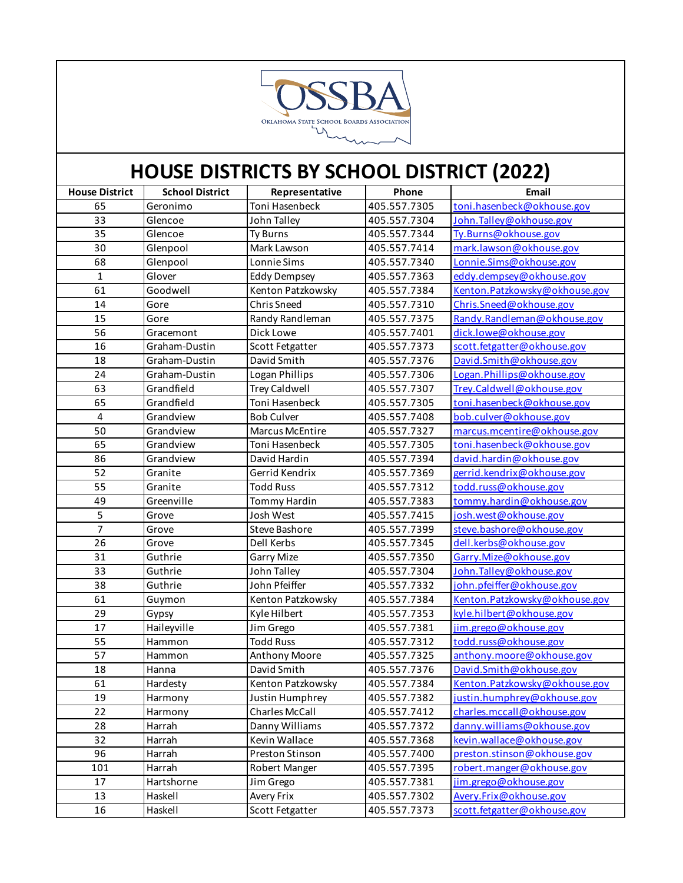# HOUSE DISTRICTS BY SCHOOL DISTRICT (2022)

| House District | School District | Representative | Phone | Email |
|---|---|---|---|---|
| 65 | Geronimo | Toni Hasenbeck | 405.557.7305 | toni.hasenbeck@okhouse.gov |
| 33 | Glencoe | John Talley | 405.557.7304 | John.Talley@okhouse.gov |
| 35 | Glencoe | Ty Burns | 405.557.7344 | Ty.Burns@okhouse.gov |
| 30 | Glenpool | Mark Lawson | 405.557.7414 | mark.lawson@okhouse.gov |
| 68 | Glenpool | Lonnie Sims | 405.557.7340 | Lonnie.Sims@okhouse.gov |
| 1 | Glover | Eddy Dempsey | 405.557.7363 | eddy.dempsey@okhouse.gov |
| 61 | Goodwell | Kenton Patzkowsky | 405.557.7384 | Kenton.Patzkowsky@okhouse.gov |
| 14 | Gore | Chris Sneed | 405.557.7310 | Chris.Sneed@okhouse.gov |
| 15 | Gore | Randy Randleman | 405.557.7375 | Randy.Randleman@okhouse.gov |
| 56 | Gracemont | Dick Lowe | 405.557.7401 | dick.lowe@okhouse.gov |
| 16 | Graham-Dustin | Scott Fetgatter | 405.557.7373 | scott.fetgatter@okhouse.gov |
| 18 | Graham-Dustin | David Smith | 405.557.7376 | David.Smith@okhouse.gov |
| 24 | Graham-Dustin | Logan Phillips | 405.557.7306 | Logan.Phillips@okhouse.gov |
| 63 | Grandfield | Trey Caldwell | 405.557.7307 | Trey.Caldwell@okhouse.gov |
| 65 | Grandfield | Toni Hasenbeck | 405.557.7305 | toni.hasenbeck@okhouse.gov |
| 4 | Grandview | Bob Culver | 405.557.7408 | bob.culver@okhouse.gov |
| 50 | Grandview | Marcus McEntire | 405.557.7327 | marcus.mcentire@okhouse.gov |
| 65 | Grandview | Toni Hasenbeck | 405.557.7305 | toni.hasenbeck@okhouse.gov |
| 86 | Grandview | David Hardin | 405.557.7394 | david.hardin@okhouse.gov |
| 52 | Granite | Gerrid Kendrix | 405.557.7369 | gerrid.kendrix@okhouse.gov |
| 55 | Granite | Todd Russ | 405.557.7312 | todd.russ@okhouse.gov |
| 49 | Greenville | Tommy Hardin | 405.557.7383 | tommy.hardin@okhouse.gov |
| 5 | Grove | Josh West | 405.557.7415 | josh.west@okhouse.gov |
| 7 | Grove | Steve Bashore | 405.557.7399 | steve.bashore@okhouse.gov |
| 26 | Grove | Dell Kerbs | 405.557.7345 | dell.kerbs@okhouse.gov |
| 31 | Guthrie | Garry Mize | 405.557.7350 | Garry.Mize@okhouse.gov |
| 33 | Guthrie | John Talley | 405.557.7304 | John.Talley@okhouse.gov |
| 38 | Guthrie | John Pfeiffer | 405.557.7332 | john.pfeiffer@okhouse.gov |
| 61 | Guymon | Kenton Patzkowsky | 405.557.7384 | Kenton.Patzkowsky@okhouse.gov |
| 29 | Gypsy | Kyle Hilbert | 405.557.7353 | kyle.hilbert@okhouse.gov |
| 17 | Haileyville | Jim Grego | 405.557.7381 | jim.grego@okhouse.gov |
| 55 | Hammon | Todd Russ | 405.557.7312 | todd.russ@okhouse.gov |
| 57 | Hammon | Anthony Moore | 405.557.7325 | anthony.moore@okhouse.gov |
| 18 | Hanna | David Smith | 405.557.7376 | David.Smith@okhouse.gov |
| 61 | Hardesty | Kenton Patzkowsky | 405.557.7384 | Kenton.Patzkowsky@okhouse.gov |
| 19 | Harmony | Justin Humphrey | 405.557.7382 | justin.humphrey@okhouse.gov |
| 22 | Harmony | Charles McCall | 405.557.7412 | charles.mccall@okhouse.gov |
| 28 | Harrah | Danny Williams | 405.557.7372 | danny.williams@okhouse.gov |
| 32 | Harrah | Kevin Wallace | 405.557.7368 | kevin.wallace@okhouse.gov |
| 96 | Harrah | Preston Stinson | 405.557.7400 | preston.stinson@okhouse.gov |
| 101 | Harrah | Robert Manger | 405.557.7395 | robert.manger@okhouse.gov |
| 17 | Hartshorne | Jim Grego | 405.557.7381 | jim.grego@okhouse.gov |
| 13 | Haskell | Avery Frix | 405.557.7302 | Avery.Frix@okhouse.gov |
| 16 | Haskell | Scott Fetgatter | 405.557.7373 | scott.fetgatter@okhouse.gov |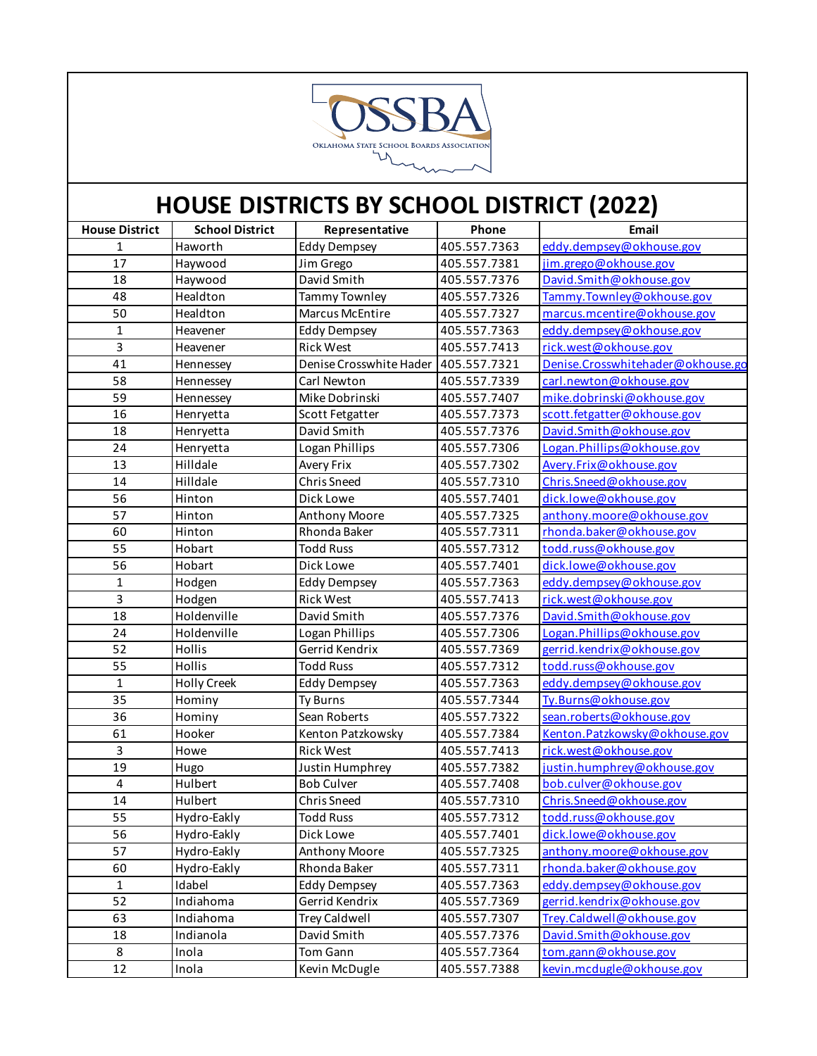# HOUSE DISTRICTS BY SCHOOL DISTRICT (2022)

| House District | School District | Representative | Phone | Email |
|---|---|---|---|---|
| 1 | Haworth | Eddy Dempsey | 405.557.7363 | eddy.dempsey@okhouse.gov |
| 17 | Haywood | Jim Grego | 405.557.7381 | jim.grego@okhouse.gov |
| 18 | Haywood | David Smith | 405.557.7376 | David.Smith@okhouse.gov |
| 48 | Healdton | Tammy Townley | 405.557.7326 | Tammy.Townley@okhouse.gov |
| 50 | Healdton | Marcus McEntire | 405.557.7327 | marcus.mcentire@okhouse.gov |
| 1 | Heavener | Eddy Dempsey | 405.557.7363 | eddy.dempsey@okhouse.gov |
| 3 | Heavener | Rick West | 405.557.7413 | rick.west@okhouse.gov |
| 41 | Hennessey | Denise Crosswhite Hader | 405.557.7321 | Denise.Crosswhitehader@okhouse.go |
| 58 | Hennessey | Carl Newton | 405.557.7339 | carl.newton@okhouse.gov |
| 59 | Hennessey | Mike Dobrinski | 405.557.7407 | mike.dobrinski@okhouse.gov |
| 16 | Henryetta | Scott Fetgatter | 405.557.7373 | scott.fetgatter@okhouse.gov |
| 18 | Henryetta | David Smith | 405.557.7376 | David.Smith@okhouse.gov |
| 24 | Henryetta | Logan Phillips | 405.557.7306 | Logan.Phillips@okhouse.gov |
| 13 | Hilldale | Avery Frix | 405.557.7302 | Avery.Frix@okhouse.gov |
| 14 | Hilldale | Chris Sneed | 405.557.7310 | Chris.Sneed@okhouse.gov |
| 56 | Hinton | Dick Lowe | 405.557.7401 | dick.lowe@okhouse.gov |
| 57 | Hinton | Anthony Moore | 405.557.7325 | anthony.moore@okhouse.gov |
| 60 | Hinton | Rhonda Baker | 405.557.7311 | rhonda.baker@okhouse.gov |
| 55 | Hobart | Todd Russ | 405.557.7312 | todd.russ@okhouse.gov |
| 56 | Hobart | Dick Lowe | 405.557.7401 | dick.lowe@okhouse.gov |
| 1 | Hodgen | Eddy Dempsey | 405.557.7363 | eddy.dempsey@okhouse.gov |
| 3 | Hodgen | Rick West | 405.557.7413 | rick.west@okhouse.gov |
| 18 | Holdenville | David Smith | 405.557.7376 | David.Smith@okhouse.gov |
| 24 | Holdenville | Logan Phillips | 405.557.7306 | Logan.Phillips@okhouse.gov |
| 52 | Hollis | Gerrid Kendrix | 405.557.7369 | gerrid.kendrix@okhouse.gov |
| 55 | Hollis | Todd Russ | 405.557.7312 | todd.russ@okhouse.gov |
| 1 | Holly Creek | Eddy Dempsey | 405.557.7363 | eddy.dempsey@okhouse.gov |
| 35 | Hominy | Ty Burns | 405.557.7344 | Ty.Burns@okhouse.gov |
| 36 | Hominy | Sean Roberts | 405.557.7322 | sean.roberts@okhouse.gov |
| 61 | Hooker | Kenton Patzkowsky | 405.557.7384 | Kenton.Patzkowsky@okhouse.gov |
| 3 | Howe | Rick West | 405.557.7413 | rick.west@okhouse.gov |
| 19 | Hugo | Justin Humphrey | 405.557.7382 | justin.humphrey@okhouse.gov |
| 4 | Hulbert | Bob Culver | 405.557.7408 | bob.culver@okhouse.gov |
| 14 | Hulbert | Chris Sneed | 405.557.7310 | Chris.Sneed@okhouse.gov |
| 55 | Hydro-Eakly | Todd Russ | 405.557.7312 | todd.russ@okhouse.gov |
| 56 | Hydro-Eakly | Dick Lowe | 405.557.7401 | dick.lowe@okhouse.gov |
| 57 | Hydro-Eakly | Anthony Moore | 405.557.7325 | anthony.moore@okhouse.gov |
| 60 | Hydro-Eakly | Rhonda Baker | 405.557.7311 | rhonda.baker@okhouse.gov |
| 1 | Idabel | Eddy Dempsey | 405.557.7363 | eddy.dempsey@okhouse.gov |
| 52 | Indiahoma | Gerrid Kendrix | 405.557.7369 | gerrid.kendrix@okhouse.gov |
| 63 | Indiahoma | Trey Caldwell | 405.557.7307 | Trey.Caldwell@okhouse.gov |
| 18 | Indianola | David Smith | 405.557.7376 | David.Smith@okhouse.gov |
| 8 | Inola | Tom Gann | 405.557.7364 | tom.gann@okhouse.gov |
| 12 | Inola | Kevin McDugle | 405.557.7388 | kevin.mcdugle@okhouse.gov |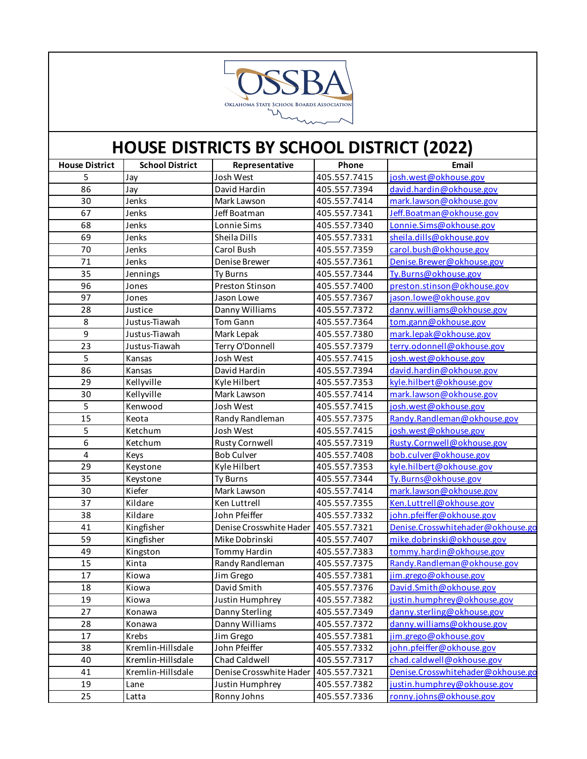# HOUSE DISTRICTS BY SCHOOL DISTRICT (2022)

| House District | School District | Representative | Phone | Email |
|---|---|---|---|---|
| 5 | Jay | Josh West | 405.557.7415 | josh.west@okhouse.gov |
| 86 | Jay | David Hardin | 405.557.7394 | david.hardin@okhouse.gov |
| 30 | Jenks | Mark Lawson | 405.557.7414 | mark.lawson@okhouse.gov |
| 67 | Jenks | Jeff Boatman | 405.557.7341 | Jeff.Boatman@okhouse.gov |
| 68 | Jenks | Lonnie Sims | 405.557.7340 | Lonnie.Sims@okhouse.gov |
| 69 | Jenks | Sheila Dills | 405.557.7331 | sheila.dills@okhouse.gov |
| 70 | Jenks | Carol Bush | 405.557.7359 | carol.bush@okhouse.gov |
| 71 | Jenks | Denise Brewer | 405.557.7361 | Denise.Brewer@okhouse.gov |
| 35 | Jennings | Ty Burns | 405.557.7344 | Ty.Burns@okhouse.gov |
| 96 | Jones | Preston Stinson | 405.557.7400 | preston.stinson@okhouse.gov |
| 97 | Jones | Jason Lowe | 405.557.7367 | jason.lowe@okhouse.gov |
| 28 | Justice | Danny Williams | 405.557.7372 | danny.williams@okhouse.gov |
| 8 | Justus-Tiawah | Tom Gann | 405.557.7364 | tom.gann@okhouse.gov |
| 9 | Justus-Tiawah | Mark Lepak | 405.557.7380 | mark.lepak@okhouse.gov |
| 23 | Justus-Tiawah | Terry O'Donnell | 405.557.7379 | terry.odonnell@okhouse.gov |
| 5 | Kansas | Josh West | 405.557.7415 | josh.west@okhouse.gov |
| 86 | Kansas | David Hardin | 405.557.7394 | david.hardin@okhouse.gov |
| 29 | Kellyville | Kyle Hilbert | 405.557.7353 | kyle.hilbert@okhouse.gov |
| 30 | Kellyville | Mark Lawson | 405.557.7414 | mark.lawson@okhouse.gov |
| 5 | Kenwood | Josh West | 405.557.7415 | josh.west@okhouse.gov |
| 15 | Keota | Randy Randleman | 405.557.7375 | Randy.Randleman@okhouse.gov |
| 5 | Ketchum | Josh West | 405.557.7415 | josh.west@okhouse.gov |
| 6 | Ketchum | Rusty Cornwell | 405.557.7319 | Rusty.Cornwell@okhouse.gov |
| 4 | Keys | Bob Culver | 405.557.7408 | bob.culver@okhouse.gov |
| 29 | Keystone | Kyle Hilbert | 405.557.7353 | kyle.hilbert@okhouse.gov |
| 35 | Keystone | Ty Burns | 405.557.7344 | Ty.Burns@okhouse.gov |
| 30 | Kiefer | Mark Lawson | 405.557.7414 | mark.lawson@okhouse.gov |
| 37 | Kildare | Ken Luttrell | 405.557.7355 | Ken.Luttrell@okhouse.gov |
| 38 | Kildare | John Pfeiffer | 405.557.7332 | john.pfeiffer@okhouse.gov |
| 41 | Kingfisher | Denise Crosswhite Hader | 405.557.7321 | Denise.Crosswhitehader@okhouse.go |
| 59 | Kingfisher | Mike Dobrinski | 405.557.7407 | mike.dobrinski@okhouse.gov |
| 49 | Kingston | Tommy Hardin | 405.557.7383 | tommy.hardin@okhouse.gov |
| 15 | Kinta | Randy Randleman | 405.557.7375 | Randy.Randleman@okhouse.gov |
| 17 | Kiowa | Jim Grego | 405.557.7381 | jim.grego@okhouse.gov |
| 18 | Kiowa | David Smith | 405.557.7376 | David.Smith@okhouse.gov |
| 19 | Kiowa | Justin Humphrey | 405.557.7382 | justin.humphrey@okhouse.gov |
| 27 | Konawa | Danny Sterling | 405.557.7349 | danny.sterling@okhouse.gov |
| 28 | Konawa | Danny Williams | 405.557.7372 | danny.williams@okhouse.gov |
| 17 | Krebs | Jim Grego | 405.557.7381 | jim.grego@okhouse.gov |
| 38 | Kremlin-Hillsdale | John Pfeiffer | 405.557.7332 | john.pfeiffer@okhouse.gov |
| 40 | Kremlin-Hillsdale | Chad Caldwell | 405.557.7317 | chad.caldwell@okhouse.gov |
| 41 | Kremlin-Hillsdale | Denise Crosswhite Hader | 405.557.7321 | Denise.Crosswhitehader@okhouse.go |
| 19 | Lane | Justin Humphrey | 405.557.7382 | justin.humphrey@okhouse.gov |
| 25 | Latta | Ronny Johns | 405.557.7336 | ronny.johns@okhouse.gov |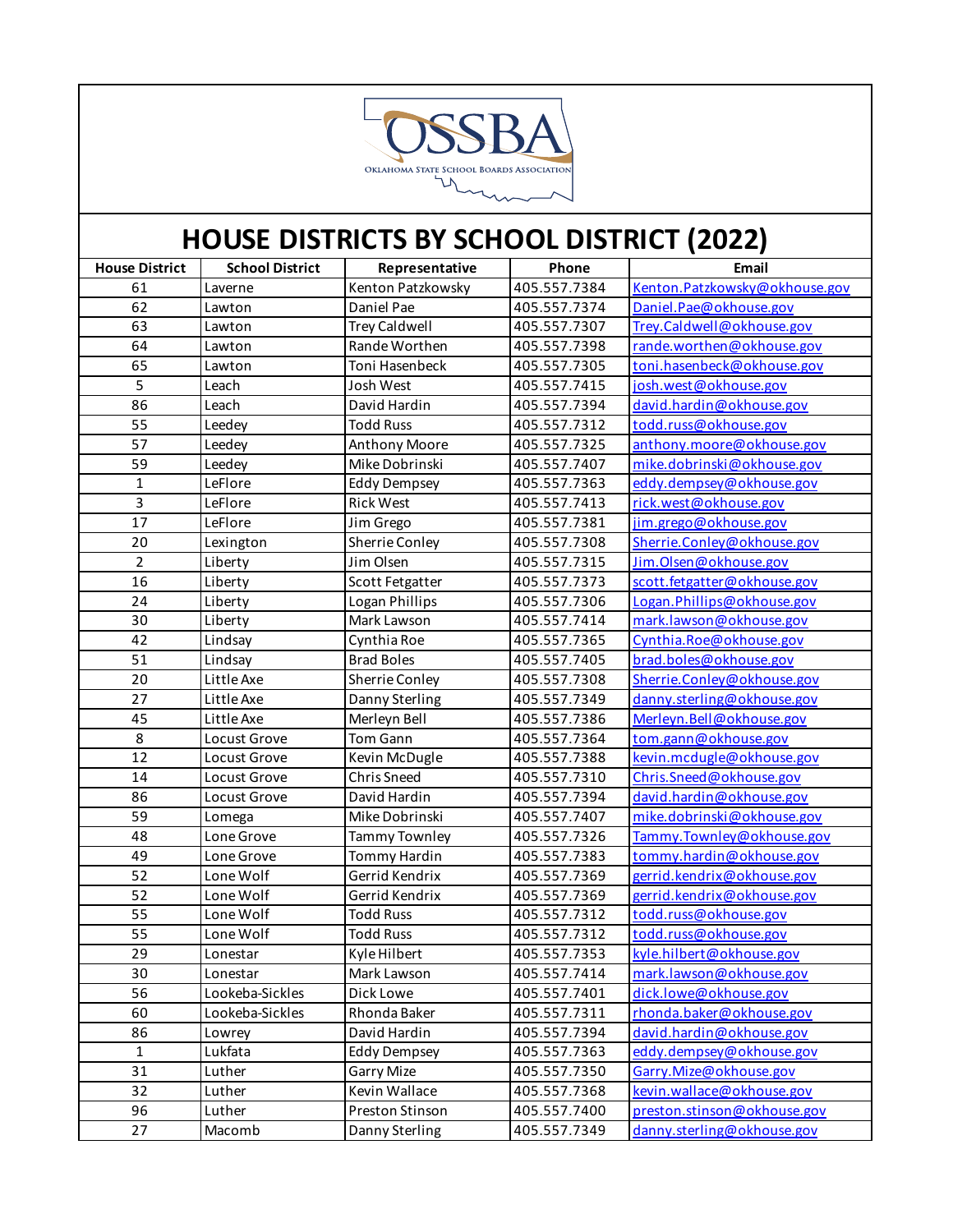# HOUSE DISTRICTS BY SCHOOL DISTRICT (2022)

| House District | School District | Representative | Phone | Email |
|---|---|---|---|---|
| 61 | Laverne | Kenton Patzkowsky | 405.557.7384 | Kenton.Patzkowsky@okhouse.gov |
| 62 | Lawton | Daniel Pae | 405.557.7374 | Daniel.Pae@okhouse.gov |
| 63 | Lawton | Trey Caldwell | 405.557.7307 | Trey.Caldwell@okhouse.gov |
| 64 | Lawton | Rande Worthen | 405.557.7398 | rande.worthen@okhouse.gov |
| 65 | Lawton | Toni Hasenbeck | 405.557.7305 | toni.hasenbeck@okhouse.gov |
| 5 | Leach | Josh West | 405.557.7415 | josh.west@okhouse.gov |
| 86 | Leach | David Hardin | 405.557.7394 | david.hardin@okhouse.gov |
| 55 | Leedey | Todd Russ | 405.557.7312 | todd.russ@okhouse.gov |
| 57 | Leedey | Anthony Moore | 405.557.7325 | anthony.moore@okhouse.gov |
| 59 | Leedey | Mike Dobrinski | 405.557.7407 | mike.dobrinski@okhouse.gov |
| 1 | LeFlore | Eddy Dempsey | 405.557.7363 | eddy.dempsey@okhouse.gov |
| 3 | LeFlore | Rick West | 405.557.7413 | rick.west@okhouse.gov |
| 17 | LeFlore | Jim Grego | 405.557.7381 | jim.grego@okhouse.gov |
| 20 | Lexington | Sherrie Conley | 405.557.7308 | Sherrie.Conley@okhouse.gov |
| 2 | Liberty | Jim Olsen | 405.557.7315 | Jim.Olsen@okhouse.gov |
| 16 | Liberty | Scott Fetgatter | 405.557.7373 | scott.fetgatter@okhouse.gov |
| 24 | Liberty | Logan Phillips | 405.557.7306 | Logan.Phillips@okhouse.gov |
| 30 | Liberty | Mark Lawson | 405.557.7414 | mark.lawson@okhouse.gov |
| 42 | Lindsay | Cynthia Roe | 405.557.7365 | Cynthia.Roe@okhouse.gov |
| 51 | Lindsay | Brad Boles | 405.557.7405 | brad.boles@okhouse.gov |
| 20 | Little Axe | Sherrie Conley | 405.557.7308 | Sherrie.Conley@okhouse.gov |
| 27 | Little Axe | Danny Sterling | 405.557.7349 | danny.sterling@okhouse.gov |
| 45 | Little Axe | Merleyn Bell | 405.557.7386 | Merleyn.Bell@okhouse.gov |
| 8 | Locust Grove | Tom Gann | 405.557.7364 | tom.gann@okhouse.gov |
| 12 | Locust Grove | Kevin McDugle | 405.557.7388 | kevin.mcdugle@okhouse.gov |
| 14 | Locust Grove | Chris Sneed | 405.557.7310 | Chris.Sneed@okhouse.gov |
| 86 | Locust Grove | David Hardin | 405.557.7394 | david.hardin@okhouse.gov |
| 59 | Lomega | Mike Dobrinski | 405.557.7407 | mike.dobrinski@okhouse.gov |
| 48 | Lone Grove | Tammy Townley | 405.557.7326 | Tammy.Townley@okhouse.gov |
| 49 | Lone Grove | Tommy Hardin | 405.557.7383 | tommy.hardin@okhouse.gov |
| 52 | Lone Wolf | Gerrid Kendrix | 405.557.7369 | gerrid.kendrix@okhouse.gov |
| 52 | Lone Wolf | Gerrid Kendrix | 405.557.7369 | gerrid.kendrix@okhouse.gov |
| 55 | Lone Wolf | Todd Russ | 405.557.7312 | todd.russ@okhouse.gov |
| 55 | Lone Wolf | Todd Russ | 405.557.7312 | todd.russ@okhouse.gov |
| 29 | Lonestar | Kyle Hilbert | 405.557.7353 | kyle.hilbert@okhouse.gov |
| 30 | Lonestar | Mark Lawson | 405.557.7414 | mark.lawson@okhouse.gov |
| 56 | Lookeba-Sickles | Dick Lowe | 405.557.7401 | dick.lowe@okhouse.gov |
| 60 | Lookeba-Sickles | Rhonda Baker | 405.557.7311 | rhonda.baker@okhouse.gov |
| 86 | Lowrey | David Hardin | 405.557.7394 | david.hardin@okhouse.gov |
| 1 | Lukfata | Eddy Dempsey | 405.557.7363 | eddy.dempsey@okhouse.gov |
| 31 | Luther | Garry Mize | 405.557.7350 | Garry.Mize@okhouse.gov |
| 32 | Luther | Kevin Wallace | 405.557.7368 | kevin.wallace@okhouse.gov |
| 96 | Luther | Preston Stinson | 405.557.7400 | preston.stinson@okhouse.gov |
| 27 | Macomb | Danny Sterling | 405.557.7349 | danny.sterling@okhouse.gov |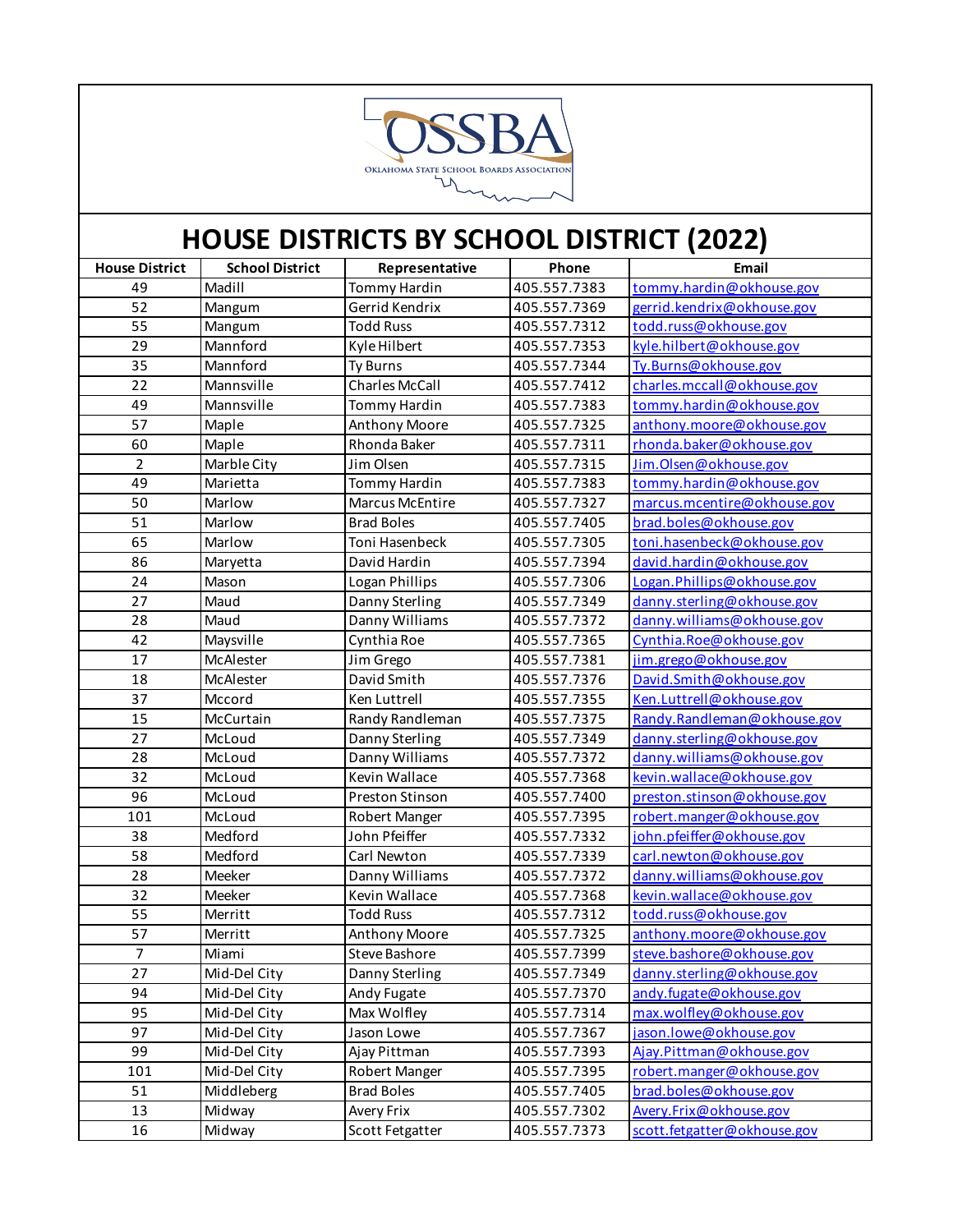# HOUSE DISTRICTS BY SCHOOL DISTRICT (2022)

| House District | School District | Representative | Phone | Email |
|---|---|---|---|---|
| 49 | Madill | Tommy Hardin | 405.557.7383 | tommy.hardin@okhouse.gov |
| 52 | Mangum | Gerrid Kendrix | 405.557.7369 | gerrid.kendrix@okhouse.gov |
| 55 | Mangum | Todd Russ | 405.557.7312 | todd.russ@okhouse.gov |
| 29 | Mannford | Kyle Hilbert | 405.557.7353 | kyle.hilbert@okhouse.gov |
| 35 | Mannford | Ty Burns | 405.557.7344 | Ty.Burns@okhouse.gov |
| 22 | Mannsville | Charles McCall | 405.557.7412 | charles.mccall@okhouse.gov |
| 49 | Mannsville | Tommy Hardin | 405.557.7383 | tommy.hardin@okhouse.gov |
| 57 | Maple | Anthony Moore | 405.557.7325 | anthony.moore@okhouse.gov |
| 60 | Maple | Rhonda Baker | 405.557.7311 | rhonda.baker@okhouse.gov |
| 2 | Marble City | Jim Olsen | 405.557.7315 | Jim.Olsen@okhouse.gov |
| 49 | Marietta | Tommy Hardin | 405.557.7383 | tommy.hardin@okhouse.gov |
| 50 | Marlow | Marcus McEntire | 405.557.7327 | marcus.mcentire@okhouse.gov |
| 51 | Marlow | Brad Boles | 405.557.7405 | brad.boles@okhouse.gov |
| 65 | Marlow | Toni Hasenbeck | 405.557.7305 | toni.hasenbeck@okhouse.gov |
| 86 | Maryetta | David Hardin | 405.557.7394 | david.hardin@okhouse.gov |
| 24 | Mason | Logan Phillips | 405.557.7306 | Logan.Phillips@okhouse.gov |
| 27 | Maud | Danny Sterling | 405.557.7349 | danny.sterling@okhouse.gov |
| 28 | Maud | Danny Williams | 405.557.7372 | danny.williams@okhouse.gov |
| 42 | Maysville | Cynthia Roe | 405.557.7365 | Cynthia.Roe@okhouse.gov |
| 17 | McAlester | Jim Grego | 405.557.7381 | jim.grego@okhouse.gov |
| 18 | McAlester | David Smith | 405.557.7376 | David.Smith@okhouse.gov |
| 37 | Mccord | Ken Luttrell | 405.557.7355 | Ken.Luttrell@okhouse.gov |
| 15 | McCurtain | Randy Randleman | 405.557.7375 | Randy.Randleman@okhouse.gov |
| 27 | McLoud | Danny Sterling | 405.557.7349 | danny.sterling@okhouse.gov |
| 28 | McLoud | Danny Williams | 405.557.7372 | danny.williams@okhouse.gov |
| 32 | McLoud | Kevin Wallace | 405.557.7368 | kevin.wallace@okhouse.gov |
| 96 | McLoud | Preston Stinson | 405.557.7400 | preston.stinson@okhouse.gov |
| 101 | McLoud | Robert Manger | 405.557.7395 | robert.manger@okhouse.gov |
| 38 | Medford | John Pfeiffer | 405.557.7332 | john.pfeiffer@okhouse.gov |
| 58 | Medford | Carl Newton | 405.557.7339 | carl.newton@okhouse.gov |
| 28 | Meeker | Danny Williams | 405.557.7372 | danny.williams@okhouse.gov |
| 32 | Meeker | Kevin Wallace | 405.557.7368 | kevin.wallace@okhouse.gov |
| 55 | Merritt | Todd Russ | 405.557.7312 | todd.russ@okhouse.gov |
| 57 | Merritt | Anthony Moore | 405.557.7325 | anthony.moore@okhouse.gov |
| 7 | Miami | Steve Bashore | 405.557.7399 | steve.bashore@okhouse.gov |
| 27 | Mid-Del City | Danny Sterling | 405.557.7349 | danny.sterling@okhouse.gov |
| 94 | Mid-Del City | Andy Fugate | 405.557.7370 | andy.fugate@okhouse.gov |
| 95 | Mid-Del City | Max Wolfley | 405.557.7314 | max.wolfley@okhouse.gov |
| 97 | Mid-Del City | Jason Lowe | 405.557.7367 | jason.lowe@okhouse.gov |
| 99 | Mid-Del City | Ajay Pittman | 405.557.7393 | Ajay.Pittman@okhouse.gov |
| 101 | Mid-Del City | Robert Manger | 405.557.7395 | robert.manger@okhouse.gov |
| 51 | Middleberg | Brad Boles | 405.557.7405 | brad.boles@okhouse.gov |
| 13 | Midway | Avery Frix | 405.557.7302 | Avery.Frix@okhouse.gov |
| 16 | Midway | Scott Fetgatter | 405.557.7373 | scott.fetgatter@okhouse.gov |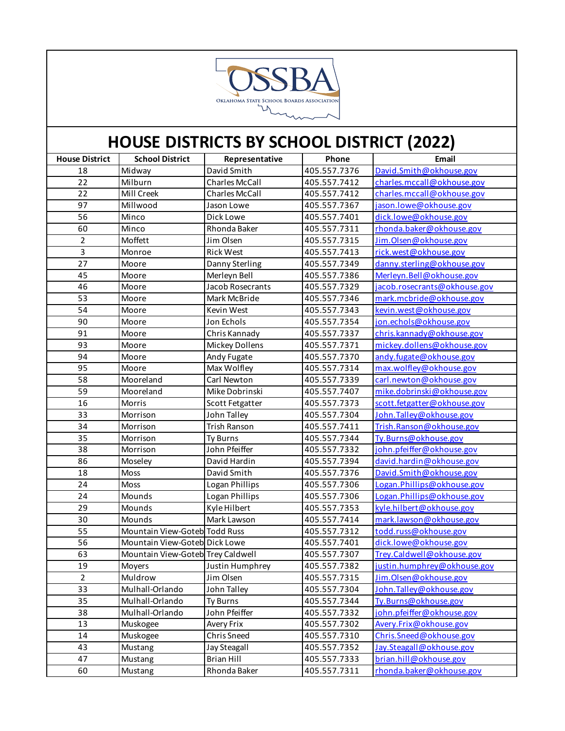# HOUSE DISTRICTS BY SCHOOL DISTRICT (2022)

| House District | School District | Representative | Phone | Email |
|---|---|---|---|---|
| 18 | Midway | David Smith | 405.557.7376 | David.Smith@okhouse.gov |
| 22 | Milburn | Charles McCall | 405.557.7412 | charles.mccall@okhouse.gov |
| 22 | Mill Creek | Charles McCall | 405.557.7412 | charles.mccall@okhouse.gov |
| 97 | Millwood | Jason Lowe | 405.557.7367 | jason.lowe@okhouse.gov |
| 56 | Minco | Dick Lowe | 405.557.7401 | dick.lowe@okhouse.gov |
| 60 | Minco | Rhonda Baker | 405.557.7311 | rhonda.baker@okhouse.gov |
| 2 | Moffett | Jim Olsen | 405.557.7315 | Jim.Olsen@okhouse.gov |
| 3 | Monroe | Rick West | 405.557.7413 | rick.west@okhouse.gov |
| 27 | Moore | Danny Sterling | 405.557.7349 | danny.sterling@okhouse.gov |
| 45 | Moore | Merleyn Bell | 405.557.7386 | Merleyn.Bell@okhouse.gov |
| 46 | Moore | Jacob Rosecrants | 405.557.7329 | jacob.rosecrants@okhouse.gov |
| 53 | Moore | Mark McBride | 405.557.7346 | mark.mcbride@okhouse.gov |
| 54 | Moore | Kevin West | 405.557.7343 | kevin.west@okhouse.gov |
| 90 | Moore | Jon Echols | 405.557.7354 | jon.echols@okhouse.gov |
| 91 | Moore | Chris Kannady | 405.557.7337 | chris.kannady@okhouse.gov |
| 93 | Moore | Mickey Dollens | 405.557.7371 | mickey.dollens@okhouse.gov |
| 94 | Moore | Andy Fugate | 405.557.7370 | andy.fugate@okhouse.gov |
| 95 | Moore | Max Wolfley | 405.557.7314 | max.wolfley@okhouse.gov |
| 58 | Mooreland | Carl Newton | 405.557.7339 | carl.newton@okhouse.gov |
| 59 | Mooreland | Mike Dobrinski | 405.557.7407 | mike.dobrinski@okhouse.gov |
| 16 | Morris | Scott Fetgatter | 405.557.7373 | scott.fetgatter@okhouse.gov |
| 33 | Morrison | John Talley | 405.557.7304 | John.Talley@okhouse.gov |
| 34 | Morrison | Trish Ranson | 405.557.7411 | Trish.Ranson@okhouse.gov |
| 35 | Morrison | Ty Burns | 405.557.7344 | Ty.Burns@okhouse.gov |
| 38 | Morrison | John Pfeiffer | 405.557.7332 | john.pfeiffer@okhouse.gov |
| 86 | Moseley | David Hardin | 405.557.7394 | david.hardin@okhouse.gov |
| 18 | Moss | David Smith | 405.557.7376 | David.Smith@okhouse.gov |
| 24 | Moss | Logan Phillips | 405.557.7306 | Logan.Phillips@okhouse.gov |
| 24 | Mounds | Logan Phillips | 405.557.7306 | Logan.Phillips@okhouse.gov |
| 29 | Mounds | Kyle Hilbert | 405.557.7353 | kyle.hilbert@okhouse.gov |
| 30 | Mounds | Mark Lawson | 405.557.7414 | mark.lawson@okhouse.gov |
| 55 | Mountain View-Goteb | Todd Russ | 405.557.7312 | todd.russ@okhouse.gov |
| 56 | Mountain View-Goteb | Dick Lowe | 405.557.7401 | dick.lowe@okhouse.gov |
| 63 | Mountain View-Goteb | Trey Caldwell | 405.557.7307 | Trey.Caldwell@okhouse.gov |
| 19 | Moyers | Justin Humphrey | 405.557.7382 | justin.humphrey@okhouse.gov |
| 2 | Muldrow | Jim Olsen | 405.557.7315 | Jim.Olsen@okhouse.gov |
| 33 | Mulhall-Orlando | John Talley | 405.557.7304 | John.Talley@okhouse.gov |
| 35 | Mulhall-Orlando | Ty Burns | 405.557.7344 | Ty.Burns@okhouse.gov |
| 38 | Mulhall-Orlando | John Pfeiffer | 405.557.7332 | john.pfeiffer@okhouse.gov |
| 13 | Muskogee | Avery Frix | 405.557.7302 | Avery.Frix@okhouse.gov |
| 14 | Muskogee | Chris Sneed | 405.557.7310 | Chris.Sneed@okhouse.gov |
| 43 | Mustang | Jay Steagall | 405.557.7352 | Jay.Steagall@okhouse.gov |
| 47 | Mustang | Brian Hill | 405.557.7333 | brian.hill@okhouse.gov |
| 60 | Mustang | Rhonda Baker | 405.557.7311 | rhonda.baker@okhouse.gov |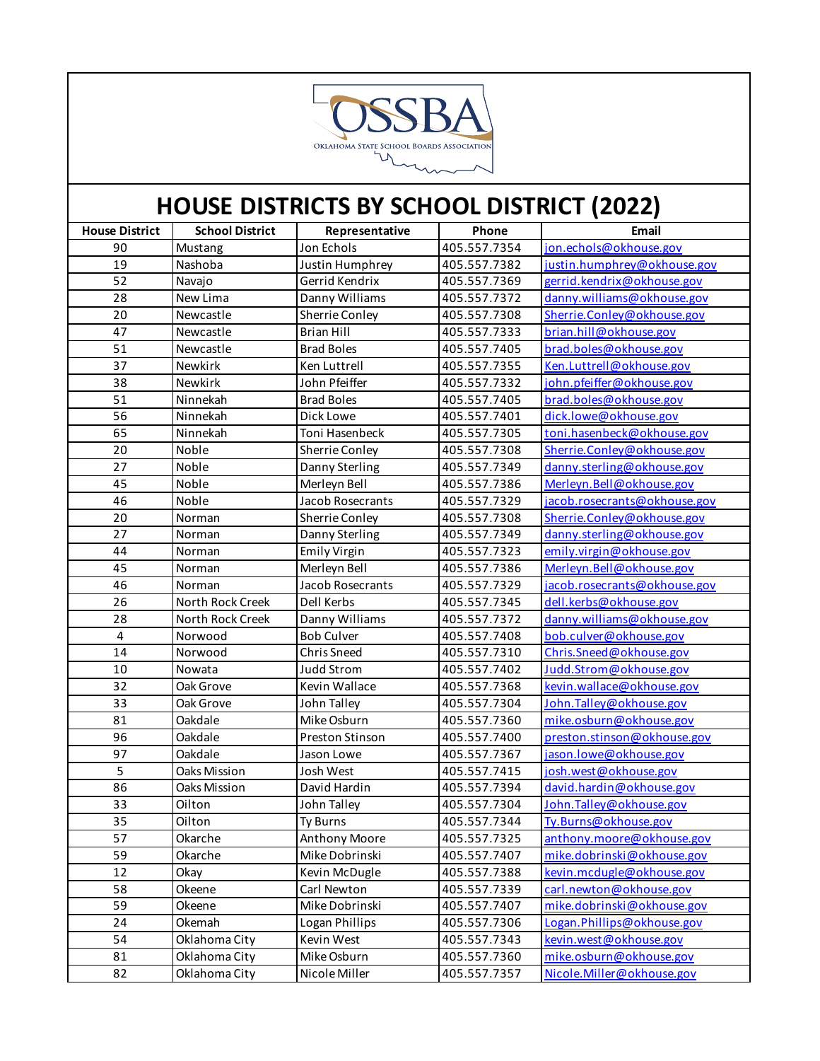# HOUSE DISTRICTS BY SCHOOL DISTRICT (2022)

| House District | School District | Representative | Phone | Email |
|---|---|---|---|---|
| 90 | Mustang | Jon Echols | 405.557.7354 | jon.echols@okhouse.gov |
| 19 | Nashoba | Justin Humphrey | 405.557.7382 | justin.humphrey@okhouse.gov |
| 52 | Navajo | Gerrid Kendrix | 405.557.7369 | gerrid.kendrix@okhouse.gov |
| 28 | New Lima | Danny Williams | 405.557.7372 | danny.williams@okhouse.gov |
| 20 | Newcastle | Sherrie Conley | 405.557.7308 | Sherrie.Conley@okhouse.gov |
| 47 | Newcastle | Brian Hill | 405.557.7333 | brian.hill@okhouse.gov |
| 51 | Newcastle | Brad Boles | 405.557.7405 | brad.boles@okhouse.gov |
| 37 | Newkirk | Ken Luttrell | 405.557.7355 | Ken.Luttrell@okhouse.gov |
| 38 | Newkirk | John Pfeiffer | 405.557.7332 | john.pfeiffer@okhouse.gov |
| 51 | Ninnekah | Brad Boles | 405.557.7405 | brad.boles@okhouse.gov |
| 56 | Ninnekah | Dick Lowe | 405.557.7401 | dick.lowe@okhouse.gov |
| 65 | Ninnekah | Toni Hasenbeck | 405.557.7305 | toni.hasenbeck@okhouse.gov |
| 20 | Noble | Sherrie Conley | 405.557.7308 | Sherrie.Conley@okhouse.gov |
| 27 | Noble | Danny Sterling | 405.557.7349 | danny.sterling@okhouse.gov |
| 45 | Noble | Merleyn Bell | 405.557.7386 | Merleyn.Bell@okhouse.gov |
| 46 | Noble | Jacob Rosecrants | 405.557.7329 | jacob.rosecrants@okhouse.gov |
| 20 | Norman | Sherrie Conley | 405.557.7308 | Sherrie.Conley@okhouse.gov |
| 27 | Norman | Danny Sterling | 405.557.7349 | danny.sterling@okhouse.gov |
| 44 | Norman | Emily Virgin | 405.557.7323 | emily.virgin@okhouse.gov |
| 45 | Norman | Merleyn Bell | 405.557.7386 | Merleyn.Bell@okhouse.gov |
| 46 | Norman | Jacob Rosecrants | 405.557.7329 | jacob.rosecrants@okhouse.gov |
| 26 | North Rock Creek | Dell Kerbs | 405.557.7345 | dell.kerbs@okhouse.gov |
| 28 | North Rock Creek | Danny Williams | 405.557.7372 | danny.williams@okhouse.gov |
| 4 | Norwood | Bob Culver | 405.557.7408 | bob.culver@okhouse.gov |
| 14 | Norwood | Chris Sneed | 405.557.7310 | Chris.Sneed@okhouse.gov |
| 10 | Nowata | Judd Strom | 405.557.7402 | Judd.Strom@okhouse.gov |
| 32 | Oak Grove | Kevin Wallace | 405.557.7368 | kevin.wallace@okhouse.gov |
| 33 | Oak Grove | John Talley | 405.557.7304 | John.Talley@okhouse.gov |
| 81 | Oakdale | Mike Osburn | 405.557.7360 | mike.osburn@okhouse.gov |
| 96 | Oakdale | Preston Stinson | 405.557.7400 | preston.stinson@okhouse.gov |
| 97 | Oakdale | Jason Lowe | 405.557.7367 | jason.lowe@okhouse.gov |
| 5 | Oaks Mission | Josh West | 405.557.7415 | josh.west@okhouse.gov |
| 86 | Oaks Mission | David Hardin | 405.557.7394 | david.hardin@okhouse.gov |
| 33 | Oilton | John Talley | 405.557.7304 | John.Talley@okhouse.gov |
| 35 | Oilton | Ty Burns | 405.557.7344 | Ty.Burns@okhouse.gov |
| 57 | Okarche | Anthony Moore | 405.557.7325 | anthony.moore@okhouse.gov |
| 59 | Okarche | Mike Dobrinski | 405.557.7407 | mike.dobrinski@okhouse.gov |
| 12 | Okay | Kevin McDugle | 405.557.7388 | kevin.mcdugle@okhouse.gov |
| 58 | Okeene | Carl Newton | 405.557.7339 | carl.newton@okhouse.gov |
| 59 | Okeene | Mike Dobrinski | 405.557.7407 | mike.dobrinski@okhouse.gov |
| 24 | Okemah | Logan Phillips | 405.557.7306 | Logan.Phillips@okhouse.gov |
| 54 | Oklahoma City | Kevin West | 405.557.7343 | kevin.west@okhouse.gov |
| 81 | Oklahoma City | Mike Osburn | 405.557.7360 | mike.osburn@okhouse.gov |
| 82 | Oklahoma City | Nicole Miller | 405.557.7357 | Nicole.Miller@okhouse.gov |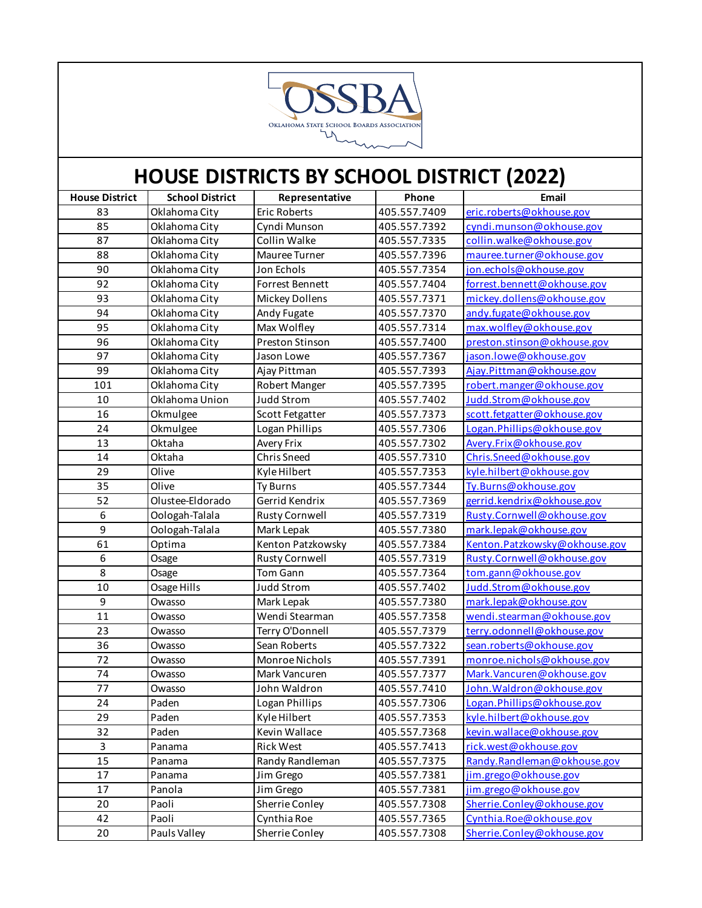# HOUSE DISTRICTS BY SCHOOL DISTRICT (2022)

| House District | School District | Representative | Phone | Email |
|---|---|---|---|---|
| 83 | Oklahoma City | Eric Roberts | 405.557.7409 | eric.roberts@okhouse.gov |
| 85 | Oklahoma City | Cyndi Munson | 405.557.7392 | cyndi.munson@okhouse.gov |
| 87 | Oklahoma City | Collin Walke | 405.557.7335 | collin.walke@okhouse.gov |
| 88 | Oklahoma City | Mauree Turner | 405.557.7396 | mauree.turner@okhouse.gov |
| 90 | Oklahoma City | Jon Echols | 405.557.7354 | jon.echols@okhouse.gov |
| 92 | Oklahoma City | Forrest Bennett | 405.557.7404 | forrest.bennett@okhouse.gov |
| 93 | Oklahoma City | Mickey Dollens | 405.557.7371 | mickey.dollens@okhouse.gov |
| 94 | Oklahoma City | Andy Fugate | 405.557.7370 | andy.fugate@okhouse.gov |
| 95 | Oklahoma City | Max Wolfley | 405.557.7314 | max.wolfley@okhouse.gov |
| 96 | Oklahoma City | Preston Stinson | 405.557.7400 | preston.stinson@okhouse.gov |
| 97 | Oklahoma City | Jason Lowe | 405.557.7367 | jason.lowe@okhouse.gov |
| 99 | Oklahoma City | Ajay Pittman | 405.557.7393 | Ajay.Pittman@okhouse.gov |
| 101 | Oklahoma City | Robert Manger | 405.557.7395 | robert.manger@okhouse.gov |
| 10 | Oklahoma Union | Judd Strom | 405.557.7402 | Judd.Strom@okhouse.gov |
| 16 | Okmulgee | Scott Fetgatter | 405.557.7373 | scott.fetgatter@okhouse.gov |
| 24 | Okmulgee | Logan Phillips | 405.557.7306 | Logan.Phillips@okhouse.gov |
| 13 | Oktaha | Avery Frix | 405.557.7302 | Avery.Frix@okhouse.gov |
| 14 | Oktaha | Chris Sneed | 405.557.7310 | Chris.Sneed@okhouse.gov |
| 29 | Olive | Kyle Hilbert | 405.557.7353 | kyle.hilbert@okhouse.gov |
| 35 | Olive | Ty Burns | 405.557.7344 | Ty.Burns@okhouse.gov |
| 52 | Olustee-Eldorado | Gerrid Kendrix | 405.557.7369 | gerrid.kendrix@okhouse.gov |
| 6 | Oologah-Talala | Rusty Cornwell | 405.557.7319 | Rusty.Cornwell@okhouse.gov |
| 9 | Oologah-Talala | Mark Lepak | 405.557.7380 | mark.lepak@okhouse.gov |
| 61 | Optima | Kenton Patzkowsky | 405.557.7384 | Kenton.Patzkowsky@okhouse.gov |
| 6 | Osage | Rusty Cornwell | 405.557.7319 | Rusty.Cornwell@okhouse.gov |
| 8 | Osage | Tom Gann | 405.557.7364 | tom.gann@okhouse.gov |
| 10 | Osage Hills | Judd Strom | 405.557.7402 | Judd.Strom@okhouse.gov |
| 9 | Owasso | Mark Lepak | 405.557.7380 | mark.lepak@okhouse.gov |
| 11 | Owasso | Wendi Stearman | 405.557.7358 | wendi.stearman@okhouse.gov |
| 23 | Owasso | Terry O'Donnell | 405.557.7379 | terry.odonnell@okhouse.gov |
| 36 | Owasso | Sean Roberts | 405.557.7322 | sean.roberts@okhouse.gov |
| 72 | Owasso | Monroe Nichols | 405.557.7391 | monroe.nichols@okhouse.gov |
| 74 | Owasso | Mark Vancuren | 405.557.7377 | Mark.Vancuren@okhouse.gov |
| 77 | Owasso | John Waldron | 405.557.7410 | John.Waldron@okhouse.gov |
| 24 | Paden | Logan Phillips | 405.557.7306 | Logan.Phillips@okhouse.gov |
| 29 | Paden | Kyle Hilbert | 405.557.7353 | kyle.hilbert@okhouse.gov |
| 32 | Paden | Kevin Wallace | 405.557.7368 | kevin.wallace@okhouse.gov |
| 3 | Panama | Rick West | 405.557.7413 | rick.west@okhouse.gov |
| 15 | Panama | Randy Randleman | 405.557.7375 | Randy.Randleman@okhouse.gov |
| 17 | Panama | Jim Grego | 405.557.7381 | jim.grego@okhouse.gov |
| 17 | Panola | Jim Grego | 405.557.7381 | jim.grego@okhouse.gov |
| 20 | Paoli | Sherrie Conley | 405.557.7308 | Sherrie.Conley@okhouse.gov |
| 42 | Paoli | Cynthia Roe | 405.557.7365 | Cynthia.Roe@okhouse.gov |
| 20 | Pauls Valley | Sherrie Conley | 405.557.7308 | Sherrie.Conley@okhouse.gov |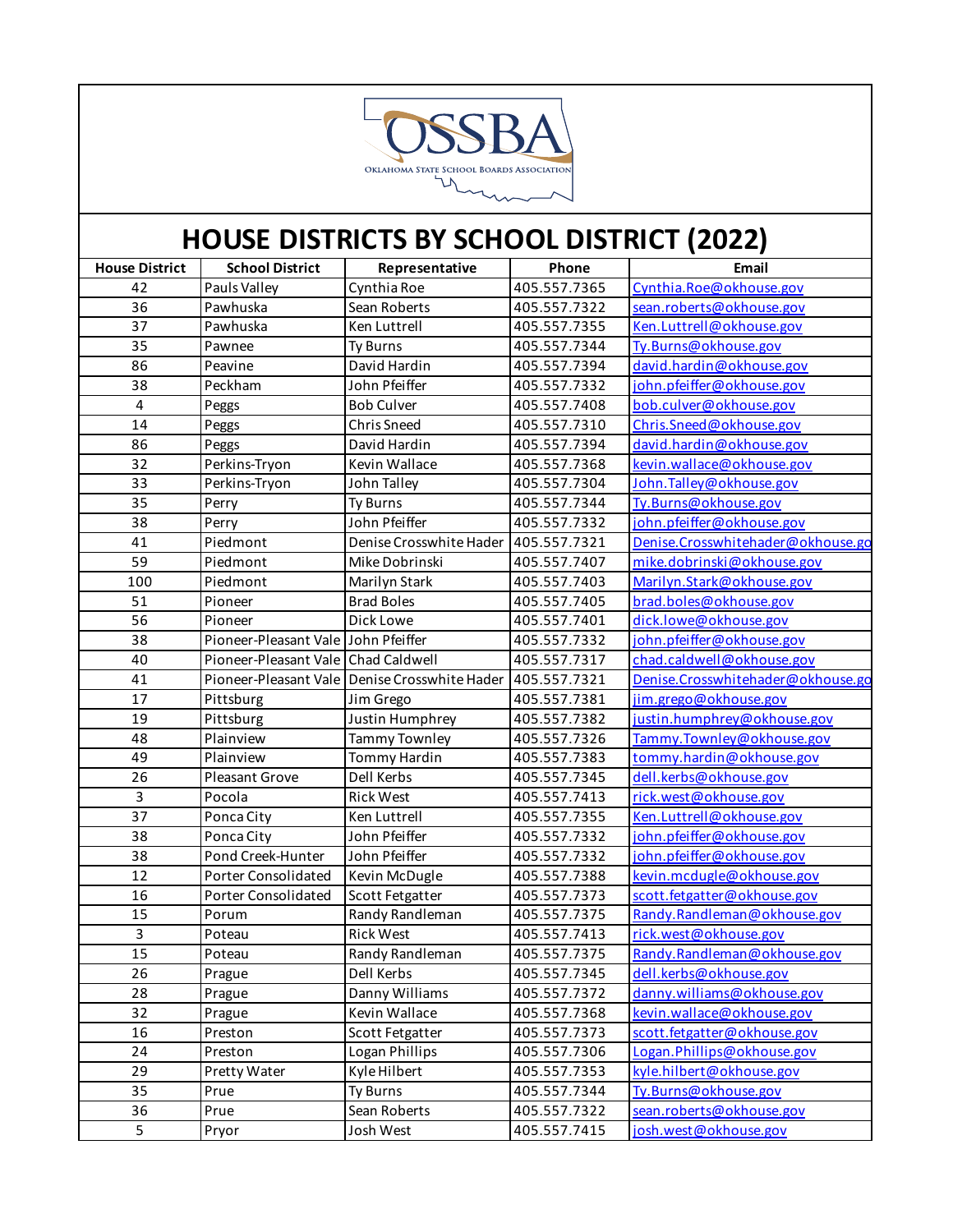OSSBA
OKLAHOMA STATE SCHOOL BOARDS ASSOCIATION

# HOUSE DISTRICTS BY SCHOOL DISTRICT (2022)

| House District | School District | Representative | Phone | Email |
|---|---|---|---|---|
| 42 | Pauls Valley | Cynthia Roe | 405.557.7365 | Cynthia.Roe@okhouse.gov |
| 36 | Pawhuska | Sean Roberts | 405.557.7322 | sean.roberts@okhouse.gov |
| 37 | Pawhuska | Ken Luttrell | 405.557.7355 | Ken.Luttrell@okhouse.gov |
| 35 | Pawnee | Ty Burns | 405.557.7344 | Ty.Burns@okhouse.gov |
| 86 | Peavine | David Hardin | 405.557.7394 | david.hardin@okhouse.gov |
| 38 | Peckham | John Pfeiffer | 405.557.7332 | john.pfeiffer@okhouse.gov |
| 4 | Peggs | Bob Culver | 405.557.7408 | bob.culver@okhouse.gov |
| 14 | Peggs | Chris Sneed | 405.557.7310 | Chris.Sneed@okhouse.gov |
| 86 | Peggs | David Hardin | 405.557.7394 | david.hardin@okhouse.gov |
| 32 | Perkins-Tryon | Kevin Wallace | 405.557.7368 | kevin.wallace@okhouse.gov |
| 33 | Perkins-Tryon | John Talley | 405.557.7304 | John.Talley@okhouse.gov |
| 35 | Perry | Ty Burns | 405.557.7344 | Ty.Burns@okhouse.gov |
| 38 | Perry | John Pfeiffer | 405.557.7332 | john.pfeiffer@okhouse.gov |
| 41 | Piedmont | Denise Crosswhite Hader | 405.557.7321 | Denise.Crosswhitehader@okhouse.go |
| 59 | Piedmont | Mike Dobrinski | 405.557.7407 | mike.dobrinski@okhouse.gov |
| 100 | Piedmont | Marilyn Stark | 405.557.7403 | Marilyn.Stark@okhouse.gov |
| 51 | Pioneer | Brad Boles | 405.557.7405 | brad.boles@okhouse.gov |
| 56 | Pioneer | Dick Lowe | 405.557.7401 | dick.lowe@okhouse.gov |
| 38 | Pioneer-Pleasant Vale | John Pfeiffer | 405.557.7332 | john.pfeiffer@okhouse.gov |
| 40 | Pioneer-Pleasant Vale | Chad Caldwell | 405.557.7317 | chad.caldwell@okhouse.gov |
| 41 | Pioneer-Pleasant Vale | Denise Crosswhite Hader | 405.557.7321 | Denise.Crosswhitehader@okhouse.go |
| 17 | Pittsburg | Jim Grego | 405.557.7381 | jim.grego@okhouse.gov |
| 19 | Pittsburg | Justin Humphrey | 405.557.7382 | justin.humphrey@okhouse.gov |
| 48 | Plainview | Tammy Townley | 405.557.7326 | Tammy.Townley@okhouse.gov |
| 49 | Plainview | Tommy Hardin | 405.557.7383 | tommy.hardin@okhouse.gov |
| 26 | Pleasant Grove | Dell Kerbs | 405.557.7345 | dell.kerbs@okhouse.gov |
| 3 | Pocola | Rick West | 405.557.7413 | rick.west@okhouse.gov |
| 37 | Ponca City | Ken Luttrell | 405.557.7355 | Ken.Luttrell@okhouse.gov |
| 38 | Ponca City | John Pfeiffer | 405.557.7332 | john.pfeiffer@okhouse.gov |
| 38 | Pond Creek-Hunter | John Pfeiffer | 405.557.7332 | john.pfeiffer@okhouse.gov |
| 12 | Porter Consolidated | Kevin McDugle | 405.557.7388 | kevin.mcdugle@okhouse.gov |
| 16 | Porter Consolidated | Scott Fetgatter | 405.557.7373 | scott.fetgatter@okhouse.gov |
| 15 | Porum | Randy Randleman | 405.557.7375 | Randy.Randleman@okhouse.gov |
| 3 | Poteau | Rick West | 405.557.7413 | rick.west@okhouse.gov |
| 15 | Poteau | Randy Randleman | 405.557.7375 | Randy.Randleman@okhouse.gov |
| 26 | Prague | Dell Kerbs | 405.557.7345 | dell.kerbs@okhouse.gov |
| 28 | Prague | Danny Williams | 405.557.7372 | danny.williams@okhouse.gov |
| 32 | Prague | Kevin Wallace | 405.557.7368 | kevin.wallace@okhouse.gov |
| 16 | Preston | Scott Fetgatter | 405.557.7373 | scott.fetgatter@okhouse.gov |
| 24 | Preston | Logan Phillips | 405.557.7306 | Logan.Phillips@okhouse.gov |
| 29 | Pretty Water | Kyle Hilbert | 405.557.7353 | kyle.hilbert@okhouse.gov |
| 35 | Prue | Ty Burns | 405.557.7344 | Ty.Burns@okhouse.gov |
| 36 | Prue | Sean Roberts | 405.557.7322 | sean.roberts@okhouse.gov |
| 5 | Pryor | Josh West | 405.557.7415 | josh.west@okhouse.gov |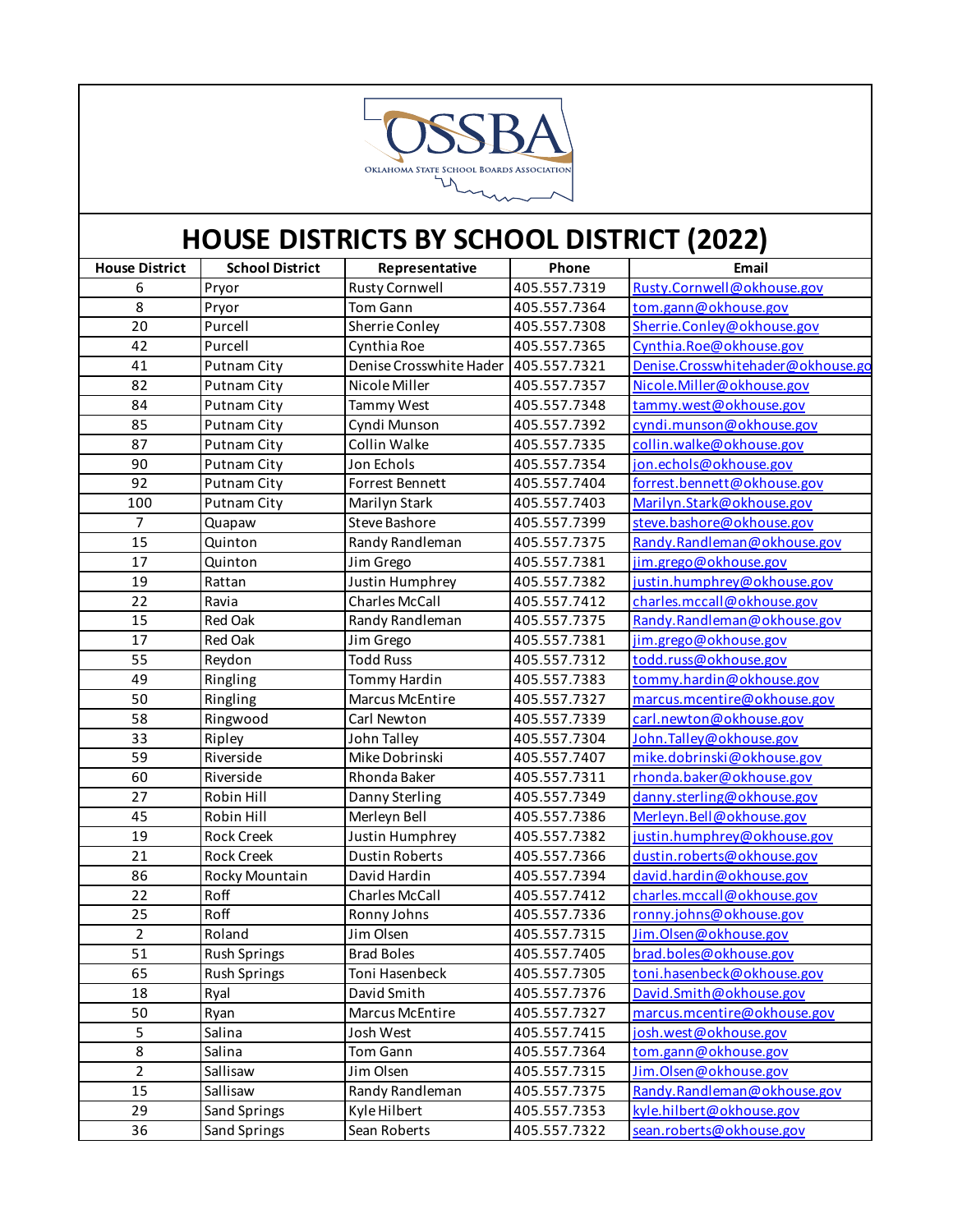# HOUSE DISTRICTS BY SCHOOL DISTRICT (2022)

| House District | School District | Representative | Phone | Email |
|---|---|---|---|---|
| 6 | Pryor | Rusty Cornwell | 405.557.7319 | Rusty.Cornwell@okhouse.gov |
| 8 | Pryor | Tom Gann | 405.557.7364 | tom.gann@okhouse.gov |
| 20 | Purcell | Sherrie Conley | 405.557.7308 | Sherrie.Conley@okhouse.gov |
| 42 | Purcell | Cynthia Roe | 405.557.7365 | Cynthia.Roe@okhouse.gov |
| 41 | Putnam City | Denise Crosswhite Hader | 405.557.7321 | Denise.Crosswhitehader@okhouse.go |
| 82 | Putnam City | Nicole Miller | 405.557.7357 | Nicole.Miller@okhouse.gov |
| 84 | Putnam City | Tammy West | 405.557.7348 | tammy.west@okhouse.gov |
| 85 | Putnam City | Cyndi Munson | 405.557.7392 | cyndi.munson@okhouse.gov |
| 87 | Putnam City | Collin Walke | 405.557.7335 | collin.walke@okhouse.gov |
| 90 | Putnam City | Jon Echols | 405.557.7354 | jon.echols@okhouse.gov |
| 92 | Putnam City | Forrest Bennett | 405.557.7404 | forrest.bennett@okhouse.gov |
| 100 | Putnam City | Marilyn Stark | 405.557.7403 | Marilyn.Stark@okhouse.gov |
| 7 | Quapaw | Steve Bashore | 405.557.7399 | steve.bashore@okhouse.gov |
| 15 | Quinton | Randy Randleman | 405.557.7375 | Randy.Randleman@okhouse.gov |
| 17 | Quinton | Jim Grego | 405.557.7381 | jim.grego@okhouse.gov |
| 19 | Rattan | Justin Humphrey | 405.557.7382 | justin.humphrey@okhouse.gov |
| 22 | Ravia | Charles McCall | 405.557.7412 | charles.mccall@okhouse.gov |
| 15 | Red Oak | Randy Randleman | 405.557.7375 | Randy.Randleman@okhouse.gov |
| 17 | Red Oak | Jim Grego | 405.557.7381 | jim.grego@okhouse.gov |
| 55 | Reydon | Todd Russ | 405.557.7312 | todd.russ@okhouse.gov |
| 49 | Ringling | Tommy Hardin | 405.557.7383 | tommy.hardin@okhouse.gov |
| 50 | Ringling | Marcus McEntire | 405.557.7327 | marcus.mcentire@okhouse.gov |
| 58 | Ringwood | Carl Newton | 405.557.7339 | carl.newton@okhouse.gov |
| 33 | Ripley | John Talley | 405.557.7304 | John.Talley@okhouse.gov |
| 59 | Riverside | Mike Dobrinski | 405.557.7407 | mike.dobrinski@okhouse.gov |
| 60 | Riverside | Rhonda Baker | 405.557.7311 | rhonda.baker@okhouse.gov |
| 27 | Robin Hill | Danny Sterling | 405.557.7349 | danny.sterling@okhouse.gov |
| 45 | Robin Hill | Merleyn Bell | 405.557.7386 | Merleyn.Bell@okhouse.gov |
| 19 | Rock Creek | Justin Humphrey | 405.557.7382 | justin.humphrey@okhouse.gov |
| 21 | Rock Creek | Dustin Roberts | 405.557.7366 | dustin.roberts@okhouse.gov |
| 86 | Rocky Mountain | David Hardin | 405.557.7394 | david.hardin@okhouse.gov |
| 22 | Roff | Charles McCall | 405.557.7412 | charles.mccall@okhouse.gov |
| 25 | Roff | Ronny Johns | 405.557.7336 | ronny.johns@okhouse.gov |
| 2 | Roland | Jim Olsen | 405.557.7315 | Jim.Olsen@okhouse.gov |
| 51 | Rush Springs | Brad Boles | 405.557.7405 | brad.boles@okhouse.gov |
| 65 | Rush Springs | Toni Hasenbeck | 405.557.7305 | toni.hasenbeck@okhouse.gov |
| 18 | Ryal | David Smith | 405.557.7376 | David.Smith@okhouse.gov |
| 50 | Ryan | Marcus McEntire | 405.557.7327 | marcus.mcentire@okhouse.gov |
| 5 | Salina | Josh West | 405.557.7415 | josh.west@okhouse.gov |
| 8 | Salina | Tom Gann | 405.557.7364 | tom.gann@okhouse.gov |
| 2 | Sallisaw | Jim Olsen | 405.557.7315 | Jim.Olsen@okhouse.gov |
| 15 | Sallisaw | Randy Randleman | 405.557.7375 | Randy.Randleman@okhouse.gov |
| 29 | Sand Springs | Kyle Hilbert | 405.557.7353 | kyle.hilbert@okhouse.gov |
| 36 | Sand Springs | Sean Roberts | 405.557.7322 | sean.roberts@okhouse.gov |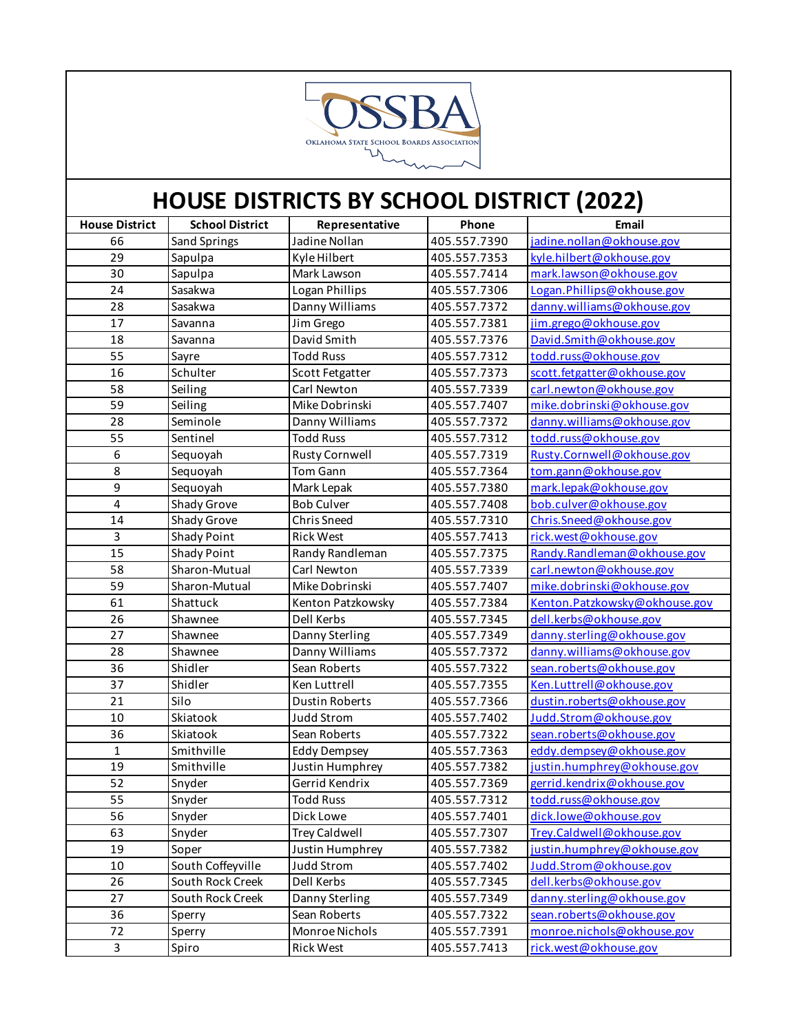# HOUSE DISTRICTS BY SCHOOL DISTRICT (2022)

| House District | School District | Representative | Phone | Email |
|---|---|---|---|---|
| 66 | Sand Springs | Jadine Nollan | 405.557.7390 | jadine.nollan@okhouse.gov |
| 29 | Sapulpa | Kyle Hilbert | 405.557.7353 | kyle.hilbert@okhouse.gov |
| 30 | Sapulpa | Mark Lawson | 405.557.7414 | mark.lawson@okhouse.gov |
| 24 | Sasakwa | Logan Phillips | 405.557.7306 | Logan.Phillips@okhouse.gov |
| 28 | Sasakwa | Danny Williams | 405.557.7372 | danny.williams@okhouse.gov |
| 17 | Savanna | Jim Grego | 405.557.7381 | jim.grego@okhouse.gov |
| 18 | Savanna | David Smith | 405.557.7376 | David.Smith@okhouse.gov |
| 55 | Sayre | Todd Russ | 405.557.7312 | todd.russ@okhouse.gov |
| 16 | Schulter | Scott Fetgatter | 405.557.7373 | scott.fetgatter@okhouse.gov |
| 58 | Seiling | Carl Newton | 405.557.7339 | carl.newton@okhouse.gov |
| 59 | Seiling | Mike Dobrinski | 405.557.7407 | mike.dobrinski@okhouse.gov |
| 28 | Seminole | Danny Williams | 405.557.7372 | danny.williams@okhouse.gov |
| 55 | Sentinel | Todd Russ | 405.557.7312 | todd.russ@okhouse.gov |
| 6 | Sequoyah | Rusty Cornwell | 405.557.7319 | Rusty.Cornwell@okhouse.gov |
| 8 | Sequoyah | Tom Gann | 405.557.7364 | tom.gann@okhouse.gov |
| 9 | Sequoyah | Mark Lepak | 405.557.7380 | mark.lepak@okhouse.gov |
| 4 | Shady Grove | Bob Culver | 405.557.7408 | bob.culver@okhouse.gov |
| 14 | Shady Grove | Chris Sneed | 405.557.7310 | Chris.Sneed@okhouse.gov |
| 3 | Shady Point | Rick West | 405.557.7413 | rick.west@okhouse.gov |
| 15 | Shady Point | Randy Randleman | 405.557.7375 | Randy.Randleman@okhouse.gov |
| 58 | Sharon-Mutual | Carl Newton | 405.557.7339 | carl.newton@okhouse.gov |
| 59 | Sharon-Mutual | Mike Dobrinski | 405.557.7407 | mike.dobrinski@okhouse.gov |
| 61 | Shattuck | Kenton Patzkowsky | 405.557.7384 | Kenton.Patzkowsky@okhouse.gov |
| 26 | Shawnee | Dell Kerbs | 405.557.7345 | dell.kerbs@okhouse.gov |
| 27 | Shawnee | Danny Sterling | 405.557.7349 | danny.sterling@okhouse.gov |
| 28 | Shawnee | Danny Williams | 405.557.7372 | danny.williams@okhouse.gov |
| 36 | Shidler | Sean Roberts | 405.557.7322 | sean.roberts@okhouse.gov |
| 37 | Shidler | Ken Luttrell | 405.557.7355 | Ken.Luttrell@okhouse.gov |
| 21 | Silo | Dustin Roberts | 405.557.7366 | dustin.roberts@okhouse.gov |
| 10 | Skiatook | Judd Strom | 405.557.7402 | Judd.Strom@okhouse.gov |
| 36 | Skiatook | Sean Roberts | 405.557.7322 | sean.roberts@okhouse.gov |
| 1 | Smithville | Eddy Dempsey | 405.557.7363 | eddy.dempsey@okhouse.gov |
| 19 | Smithville | Justin Humphrey | 405.557.7382 | justin.humphrey@okhouse.gov |
| 52 | Snyder | Gerrid Kendrix | 405.557.7369 | gerrid.kendrix@okhouse.gov |
| 55 | Snyder | Todd Russ | 405.557.7312 | todd.russ@okhouse.gov |
| 56 | Snyder | Dick Lowe | 405.557.7401 | dick.lowe@okhouse.gov |
| 63 | Snyder | Trey Caldwell | 405.557.7307 | Trey.Caldwell@okhouse.gov |
| 19 | Soper | Justin Humphrey | 405.557.7382 | justin.humphrey@okhouse.gov |
| 10 | South Coffeyville | Judd Strom | 405.557.7402 | Judd.Strom@okhouse.gov |
| 26 | South Rock Creek | Dell Kerbs | 405.557.7345 | dell.kerbs@okhouse.gov |
| 27 | South Rock Creek | Danny Sterling | 405.557.7349 | danny.sterling@okhouse.gov |
| 36 | Sperry | Sean Roberts | 405.557.7322 | sean.roberts@okhouse.gov |
| 72 | Sperry | Monroe Nichols | 405.557.7391 | monroe.nichols@okhouse.gov |
| 3 | Spiro | Rick West | 405.557.7413 | rick.west@okhouse.gov |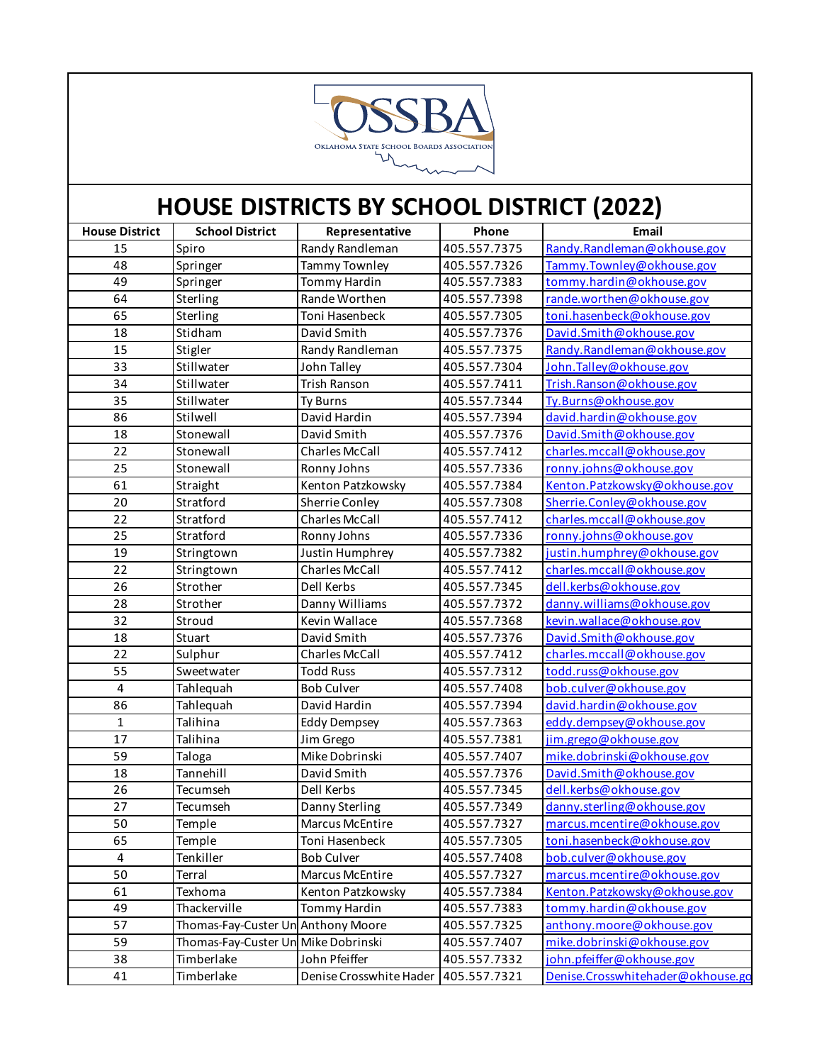# HOUSE DISTRICTS BY SCHOOL DISTRICT (2022)

| House District | School District | Representative | Phone | Email |
|---|---|---|---|---|
| 15 | Spiro | Randy Randleman | 405.557.7375 | Randy.Randleman@okhouse.gov |
| 48 | Springer | Tammy Townley | 405.557.7326 | Tammy.Townley@okhouse.gov |
| 49 | Springer | Tommy Hardin | 405.557.7383 | tommy.hardin@okhouse.gov |
| 64 | Sterling | Rande Worthen | 405.557.7398 | rande.worthen@okhouse.gov |
| 65 | Sterling | Toni Hasenbeck | 405.557.7305 | toni.hasenbeck@okhouse.gov |
| 18 | Stidham | David Smith | 405.557.7376 | David.Smith@okhouse.gov |
| 15 | Stigler | Randy Randleman | 405.557.7375 | Randy.Randleman@okhouse.gov |
| 33 | Stillwater | John Talley | 405.557.7304 | John.Talley@okhouse.gov |
| 34 | Stillwater | Trish Ranson | 405.557.7411 | Trish.Ranson@okhouse.gov |
| 35 | Stillwater | Ty Burns | 405.557.7344 | Ty.Burns@okhouse.gov |
| 86 | Stilwell | David Hardin | 405.557.7394 | david.hardin@okhouse.gov |
| 18 | Stonewall | David Smith | 405.557.7376 | David.Smith@okhouse.gov |
| 22 | Stonewall | Charles McCall | 405.557.7412 | charles.mccall@okhouse.gov |
| 25 | Stonewall | Ronny Johns | 405.557.7336 | ronny.johns@okhouse.gov |
| 61 | Straight | Kenton Patzkowsky | 405.557.7384 | Kenton.Patzkowsky@okhouse.gov |
| 20 | Stratford | Sherrie Conley | 405.557.7308 | Sherrie.Conley@okhouse.gov |
| 22 | Stratford | Charles McCall | 405.557.7412 | charles.mccall@okhouse.gov |
| 25 | Stratford | Ronny Johns | 405.557.7336 | ronny.johns@okhouse.gov |
| 19 | Stringtown | Justin Humphrey | 405.557.7382 | justin.humphrey@okhouse.gov |
| 22 | Stringtown | Charles McCall | 405.557.7412 | charles.mccall@okhouse.gov |
| 26 | Strother | Dell Kerbs | 405.557.7345 | dell.kerbs@okhouse.gov |
| 28 | Strother | Danny Williams | 405.557.7372 | danny.williams@okhouse.gov |
| 32 | Stroud | Kevin Wallace | 405.557.7368 | kevin.wallace@okhouse.gov |
| 18 | Stuart | David Smith | 405.557.7376 | David.Smith@okhouse.gov |
| 22 | Sulphur | Charles McCall | 405.557.7412 | charles.mccall@okhouse.gov |
| 55 | Sweetwater | Todd Russ | 405.557.7312 | todd.russ@okhouse.gov |
| 4 | Tahlequah | Bob Culver | 405.557.7408 | bob.culver@okhouse.gov |
| 86 | Tahlequah | David Hardin | 405.557.7394 | david.hardin@okhouse.gov |
| 1 | Talihina | Eddy Dempsey | 405.557.7363 | eddy.dempsey@okhouse.gov |
| 17 | Talihina | Jim Grego | 405.557.7381 | jim.grego@okhouse.gov |
| 59 | Taloga | Mike Dobrinski | 405.557.7407 | mike.dobrinski@okhouse.gov |
| 18 | Tannehill | David Smith | 405.557.7376 | David.Smith@okhouse.gov |
| 26 | Tecumseh | Dell Kerbs | 405.557.7345 | dell.kerbs@okhouse.gov |
| 27 | Tecumseh | Danny Sterling | 405.557.7349 | danny.sterling@okhouse.gov |
| 50 | Temple | Marcus McEntire | 405.557.7327 | marcus.mcentire@okhouse.gov |
| 65 | Temple | Toni Hasenbeck | 405.557.7305 | toni.hasenbeck@okhouse.gov |
| 4 | Tenkiller | Bob Culver | 405.557.7408 | bob.culver@okhouse.gov |
| 50 | Terral | Marcus McEntire | 405.557.7327 | marcus.mcentire@okhouse.gov |
| 61 | Texhoma | Kenton Patzkowsky | 405.557.7384 | Kenton.Patzkowsky@okhouse.gov |
| 49 | Thackerville | Tommy Hardin | 405.557.7383 | tommy.hardin@okhouse.gov |
| 57 | Thomas-Fay-Custer Un | Anthony Moore | 405.557.7325 | anthony.moore@okhouse.gov |
| 59 | Thomas-Fay-Custer Un | Mike Dobrinski | 405.557.7407 | mike.dobrinski@okhouse.gov |
| 38 | Timberlake | John Pfeiffer | 405.557.7332 | john.pfeiffer@okhouse.gov |
| 41 | Timberlake | Denise Crosswhite Hader | 405.557.7321 | Denise.Crosswhitehader@okhouse.go |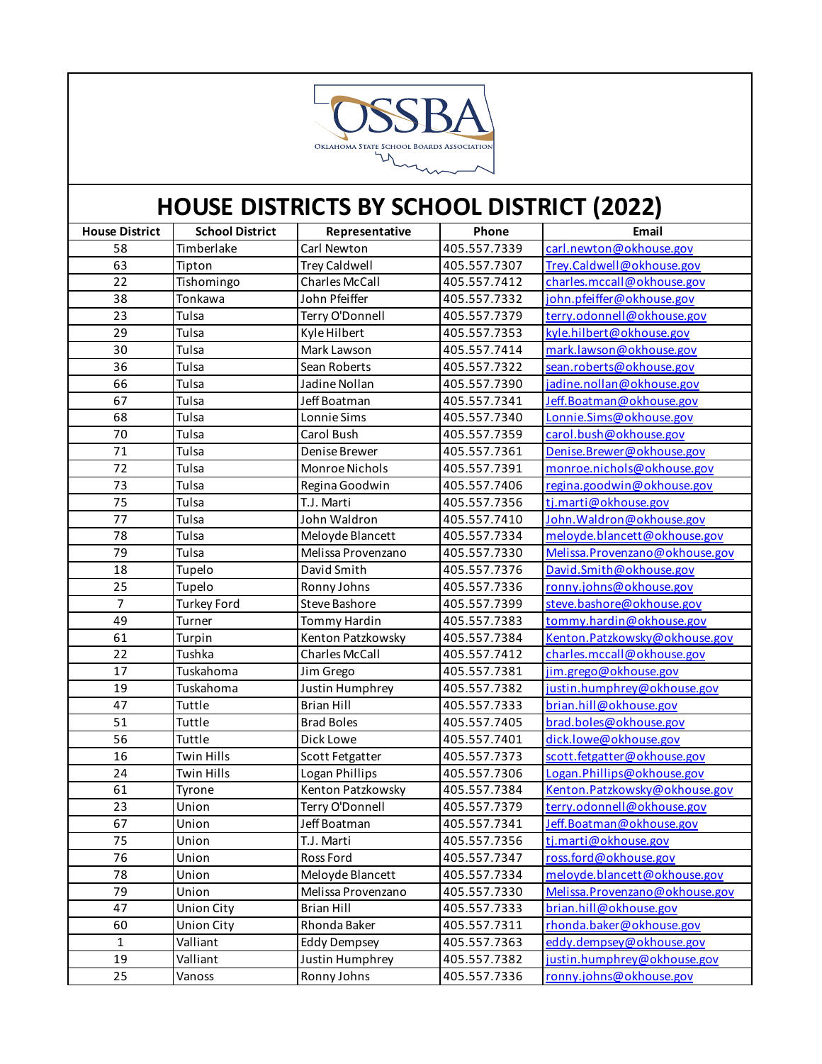# HOUSE DISTRICTS BY SCHOOL DISTRICT (2022)

| House District | School District | Representative | Phone | Email |
|---|---|---|---|---|
| 58 | Timberlake | Carl Newton | 405.557.7339 | carl.newton@okhouse.gov |
| 63 | Tipton | Trey Caldwell | 405.557.7307 | Trey.Caldwell@okhouse.gov |
| 22 | Tishomingo | Charles McCall | 405.557.7412 | charles.mccall@okhouse.gov |
| 38 | Tonkawa | John Pfeiffer | 405.557.7332 | john.pfeiffer@okhouse.gov |
| 23 | Tulsa | Terry O'Donnell | 405.557.7379 | terry.odonnell@okhouse.gov |
| 29 | Tulsa | Kyle Hilbert | 405.557.7353 | kyle.hilbert@okhouse.gov |
| 30 | Tulsa | Mark Lawson | 405.557.7414 | mark.lawson@okhouse.gov |
| 36 | Tulsa | Sean Roberts | 405.557.7322 | sean.roberts@okhouse.gov |
| 66 | Tulsa | Jadine Nollan | 405.557.7390 | jadine.nollan@okhouse.gov |
| 67 | Tulsa | Jeff Boatman | 405.557.7341 | Jeff.Boatman@okhouse.gov |
| 68 | Tulsa | Lonnie Sims | 405.557.7340 | Lonnie.Sims@okhouse.gov |
| 70 | Tulsa | Carol Bush | 405.557.7359 | carol.bush@okhouse.gov |
| 71 | Tulsa | Denise Brewer | 405.557.7361 | Denise.Brewer@okhouse.gov |
| 72 | Tulsa | Monroe Nichols | 405.557.7391 | monroe.nichols@okhouse.gov |
| 73 | Tulsa | Regina Goodwin | 405.557.7406 | regina.goodwin@okhouse.gov |
| 75 | Tulsa | T.J. Marti | 405.557.7356 | tj.marti@okhouse.gov |
| 77 | Tulsa | John Waldron | 405.557.7410 | John.Waldron@okhouse.gov |
| 78 | Tulsa | Meloyde Blancett | 405.557.7334 | meloyde.blancett@okhouse.gov |
| 79 | Tulsa | Melissa Provenzano | 405.557.7330 | Melissa.Provenzano@okhouse.gov |
| 18 | Tupelo | David Smith | 405.557.7376 | David.Smith@okhouse.gov |
| 25 | Tupelo | Ronny Johns | 405.557.7336 | ronny.johns@okhouse.gov |
| 7 | Turkey Ford | Steve Bashore | 405.557.7399 | steve.bashore@okhouse.gov |
| 49 | Turner | Tommy Hardin | 405.557.7383 | tommy.hardin@okhouse.gov |
| 61 | Turpin | Kenton Patzkowsky | 405.557.7384 | Kenton.Patzkowsky@okhouse.gov |
| 22 | Tushka | Charles McCall | 405.557.7412 | charles.mccall@okhouse.gov |
| 17 | Tuskahoma | Jim Grego | 405.557.7381 | jim.grego@okhouse.gov |
| 19 | Tuskahoma | Justin Humphrey | 405.557.7382 | justin.humphrey@okhouse.gov |
| 47 | Tuttle | Brian Hill | 405.557.7333 | brian.hill@okhouse.gov |
| 51 | Tuttle | Brad Boles | 405.557.7405 | brad.boles@okhouse.gov |
| 56 | Tuttle | Dick Lowe | 405.557.7401 | dick.lowe@okhouse.gov |
| 16 | Twin Hills | Scott Fetgatter | 405.557.7373 | scott.fetgatter@okhouse.gov |
| 24 | Twin Hills | Logan Phillips | 405.557.7306 | Logan.Phillips@okhouse.gov |
| 61 | Tyrone | Kenton Patzkowsky | 405.557.7384 | Kenton.Patzkowsky@okhouse.gov |
| 23 | Union | Terry O'Donnell | 405.557.7379 | terry.odonnell@okhouse.gov |
| 67 | Union | Jeff Boatman | 405.557.7341 | Jeff.Boatman@okhouse.gov |
| 75 | Union | T.J. Marti | 405.557.7356 | tj.marti@okhouse.gov |
| 76 | Union | Ross Ford | 405.557.7347 | ross.ford@okhouse.gov |
| 78 | Union | Meloyde Blancett | 405.557.7334 | meloyde.blancett@okhouse.gov |
| 79 | Union | Melissa Provenzano | 405.557.7330 | Melissa.Provenzano@okhouse.gov |
| 47 | Union City | Brian Hill | 405.557.7333 | brian.hill@okhouse.gov |
| 60 | Union City | Rhonda Baker | 405.557.7311 | rhonda.baker@okhouse.gov |
| 1 | Valliant | Eddy Dempsey | 405.557.7363 | eddy.dempsey@okhouse.gov |
| 19 | Valliant | Justin Humphrey | 405.557.7382 | justin.humphrey@okhouse.gov |
| 25 | Vanoss | Ronny Johns | 405.557.7336 | ronny.johns@okhouse.gov |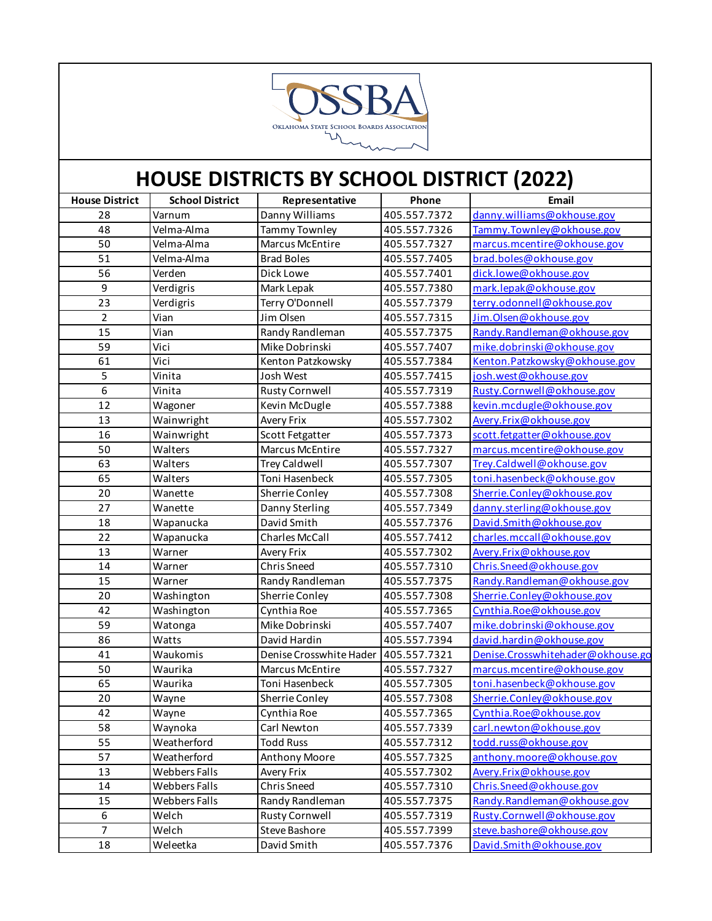# HOUSE DISTRICTS BY SCHOOL DISTRICT (2022)

| House District | School District | Representative | Phone | Email |
|---|---|---|---|---|
| 28 | Varnum | Danny Williams | 405.557.7372 | danny.williams@okhouse.gov |
| 48 | Velma-Alma | Tammy Townley | 405.557.7326 | Tammy.Townley@okhouse.gov |
| 50 | Velma-Alma | Marcus McEntire | 405.557.7327 | marcus.mcentire@okhouse.gov |
| 51 | Velma-Alma | Brad Boles | 405.557.7405 | brad.boles@okhouse.gov |
| 56 | Verden | Dick Lowe | 405.557.7401 | dick.lowe@okhouse.gov |
| 9 | Verdigris | Mark Lepak | 405.557.7380 | mark.lepak@okhouse.gov |
| 23 | Verdigris | Terry O'Donnell | 405.557.7379 | terry.odonnell@okhouse.gov |
| 2 | Vian | Jim Olsen | 405.557.7315 | Jim.Olsen@okhouse.gov |
| 15 | Vian | Randy Randleman | 405.557.7375 | Randy.Randleman@okhouse.gov |
| 59 | Vici | Mike Dobrinski | 405.557.7407 | mike.dobrinski@okhouse.gov |
| 61 | Vici | Kenton Patzkowsky | 405.557.7384 | Kenton.Patzkowsky@okhouse.gov |
| 5 | Vinita | Josh West | 405.557.7415 | josh.west@okhouse.gov |
| 6 | Vinita | Rusty Cornwell | 405.557.7319 | Rusty.Cornwell@okhouse.gov |
| 12 | Wagoner | Kevin McDugle | 405.557.7388 | kevin.mcdugle@okhouse.gov |
| 13 | Wainwright | Avery Frix | 405.557.7302 | Avery.Frix@okhouse.gov |
| 16 | Wainwright | Scott Fetgatter | 405.557.7373 | scott.fetgatter@okhouse.gov |
| 50 | Walters | Marcus McEntire | 405.557.7327 | marcus.mcentire@okhouse.gov |
| 63 | Walters | Trey Caldwell | 405.557.7307 | Trey.Caldwell@okhouse.gov |
| 65 | Walters | Toni Hasenbeck | 405.557.7305 | toni.hasenbeck@okhouse.gov |
| 20 | Wanette | Sherrie Conley | 405.557.7308 | Sherrie.Conley@okhouse.gov |
| 27 | Wanette | Danny Sterling | 405.557.7349 | danny.sterling@okhouse.gov |
| 18 | Wapanucka | David Smith | 405.557.7376 | David.Smith@okhouse.gov |
| 22 | Wapanucka | Charles McCall | 405.557.7412 | charles.mccall@okhouse.gov |
| 13 | Warner | Avery Frix | 405.557.7302 | Avery.Frix@okhouse.gov |
| 14 | Warner | Chris Sneed | 405.557.7310 | Chris.Sneed@okhouse.gov |
| 15 | Warner | Randy Randleman | 405.557.7375 | Randy.Randleman@okhouse.gov |
| 20 | Washington | Sherrie Conley | 405.557.7308 | Sherrie.Conley@okhouse.gov |
| 42 | Washington | Cynthia Roe | 405.557.7365 | Cynthia.Roe@okhouse.gov |
| 59 | Watonga | Mike Dobrinski | 405.557.7407 | mike.dobrinski@okhouse.gov |
| 86 | Watts | David Hardin | 405.557.7394 | david.hardin@okhouse.gov |
| 41 | Waukomis | Denise Crosswhite Hader | 405.557.7321 | Denise.Crosswhitehader@okhouse.go |
| 50 | Waurika | Marcus McEntire | 405.557.7327 | marcus.mcentire@okhouse.gov |
| 65 | Waurika | Toni Hasenbeck | 405.557.7305 | toni.hasenbeck@okhouse.gov |
| 20 | Wayne | Sherrie Conley | 405.557.7308 | Sherrie.Conley@okhouse.gov |
| 42 | Wayne | Cynthia Roe | 405.557.7365 | Cynthia.Roe@okhouse.gov |
| 58 | Waynoka | Carl Newton | 405.557.7339 | carl.newton@okhouse.gov |
| 55 | Weatherford | Todd Russ | 405.557.7312 | todd.russ@okhouse.gov |
| 57 | Weatherford | Anthony Moore | 405.557.7325 | anthony.moore@okhouse.gov |
| 13 | Webbers Falls | Avery Frix | 405.557.7302 | Avery.Frix@okhouse.gov |
| 14 | Webbers Falls | Chris Sneed | 405.557.7310 | Chris.Sneed@okhouse.gov |
| 15 | Webbers Falls | Randy Randleman | 405.557.7375 | Randy.Randleman@okhouse.gov |
| 6 | Welch | Rusty Cornwell | 405.557.7319 | Rusty.Cornwell@okhouse.gov |
| 7 | Welch | Steve Bashore | 405.557.7399 | steve.bashore@okhouse.gov |
| 18 | Weleetka | David Smith | 405.557.7376 | David.Smith@okhouse.gov |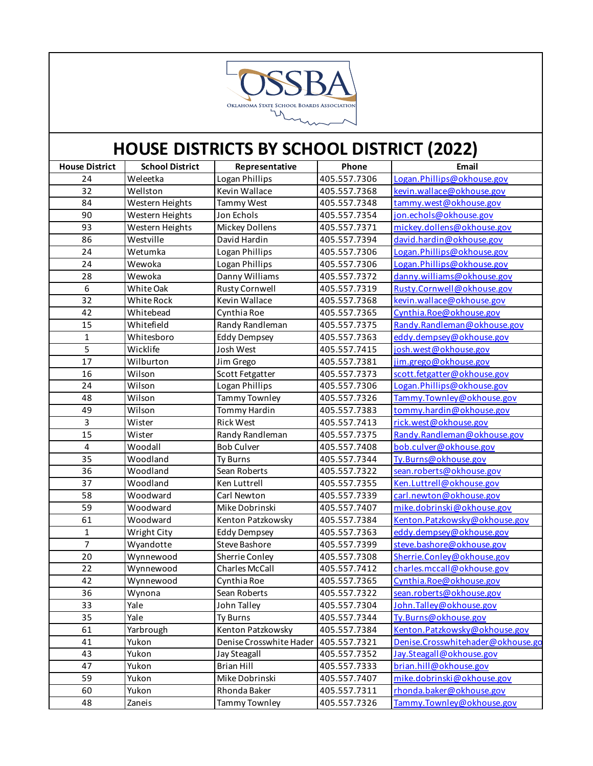# HOUSE DISTRICTS BY SCHOOL DISTRICT (2022)

| House District | School District | Representative | Phone | Email |
|---|---|---|---|---|
| 24 | Weleetka | Logan Phillips | 405.557.7306 | Logan.Phillips@okhouse.gov |
| 32 | Wellston | Kevin Wallace | 405.557.7368 | kevin.wallace@okhouse.gov |
| 84 | Western Heights | Tammy West | 405.557.7348 | tammy.west@okhouse.gov |
| 90 | Western Heights | Jon Echols | 405.557.7354 | jon.echols@okhouse.gov |
| 93 | Western Heights | Mickey Dollens | 405.557.7371 | mickey.dollens@okhouse.gov |
| 86 | Westville | David Hardin | 405.557.7394 | david.hardin@okhouse.gov |
| 24 | Wetumka | Logan Phillips | 405.557.7306 | Logan.Phillips@okhouse.gov |
| 24 | Wewoka | Logan Phillips | 405.557.7306 | Logan.Phillips@okhouse.gov |
| 28 | Wewoka | Danny Williams | 405.557.7372 | danny.williams@okhouse.gov |
| 6 | White Oak | Rusty Cornwell | 405.557.7319 | Rusty.Cornwell@okhouse.gov |
| 32 | White Rock | Kevin Wallace | 405.557.7368 | kevin.wallace@okhouse.gov |
| 42 | Whitebead | Cynthia Roe | 405.557.7365 | Cynthia.Roe@okhouse.gov |
| 15 | Whitefield | Randy Randleman | 405.557.7375 | Randy.Randleman@okhouse.gov |
| 1 | Whitesboro | Eddy Dempsey | 405.557.7363 | eddy.dempsey@okhouse.gov |
| 5 | Wicklife | Josh West | 405.557.7415 | josh.west@okhouse.gov |
| 17 | Wilburton | Jim Grego | 405.557.7381 | jim.grego@okhouse.gov |
| 16 | Wilson | Scott Fetgatter | 405.557.7373 | scott.fetgatter@okhouse.gov |
| 24 | Wilson | Logan Phillips | 405.557.7306 | Logan.Phillips@okhouse.gov |
| 48 | Wilson | Tammy Townley | 405.557.7326 | Tammy.Townley@okhouse.gov |
| 49 | Wilson | Tommy Hardin | 405.557.7383 | tommy.hardin@okhouse.gov |
| 3 | Wister | Rick West | 405.557.7413 | rick.west@okhouse.gov |
| 15 | Wister | Randy Randleman | 405.557.7375 | Randy.Randleman@okhouse.gov |
| 4 | Woodall | Bob Culver | 405.557.7408 | bob.culver@okhouse.gov |
| 35 | Woodland | Ty Burns | 405.557.7344 | Ty.Burns@okhouse.gov |
| 36 | Woodland | Sean Roberts | 405.557.7322 | sean.roberts@okhouse.gov |
| 37 | Woodland | Ken Luttrell | 405.557.7355 | Ken.Luttrell@okhouse.gov |
| 58 | Woodward | Carl Newton | 405.557.7339 | carl.newton@okhouse.gov |
| 59 | Woodward | Mike Dobrinski | 405.557.7407 | mike.dobrinski@okhouse.gov |
| 61 | Woodward | Kenton Patzkowsky | 405.557.7384 | Kenton.Patzkowsky@okhouse.gov |
| 1 | Wright City | Eddy Dempsey | 405.557.7363 | eddy.dempsey@okhouse.gov |
| 7 | Wyandotte | Steve Bashore | 405.557.7399 | steve.bashore@okhouse.gov |
| 20 | Wynnewood | Sherrie Conley | 405.557.7308 | Sherrie.Conley@okhouse.gov |
| 22 | Wynnewood | Charles McCall | 405.557.7412 | charles.mccall@okhouse.gov |
| 42 | Wynnewood | Cynthia Roe | 405.557.7365 | Cynthia.Roe@okhouse.gov |
| 36 | Wynona | Sean Roberts | 405.557.7322 | sean.roberts@okhouse.gov |
| 33 | Yale | John Talley | 405.557.7304 | John.Talley@okhouse.gov |
| 35 | Yale | Ty Burns | 405.557.7344 | Ty.Burns@okhouse.gov |
| 61 | Yarbrough | Kenton Patzkowsky | 405.557.7384 | Kenton.Patzkowsky@okhouse.gov |
| 41 | Yukon | Denise Crosswhite Hader | 405.557.7321 | Denise.Crosswhitehader@okhouse.go |
| 43 | Yukon | Jay Steagall | 405.557.7352 | Jay.Steagall@okhouse.gov |
| 47 | Yukon | Brian Hill | 405.557.7333 | brian.hill@okhouse.gov |
| 59 | Yukon | Mike Dobrinski | 405.557.7407 | mike.dobrinski@okhouse.gov |
| 60 | Yukon | Rhonda Baker | 405.557.7311 | rhonda.baker@okhouse.gov |
| 48 | Zaneis | Tammy Townley | 405.557.7326 | Tammy.Townley@okhouse.gov |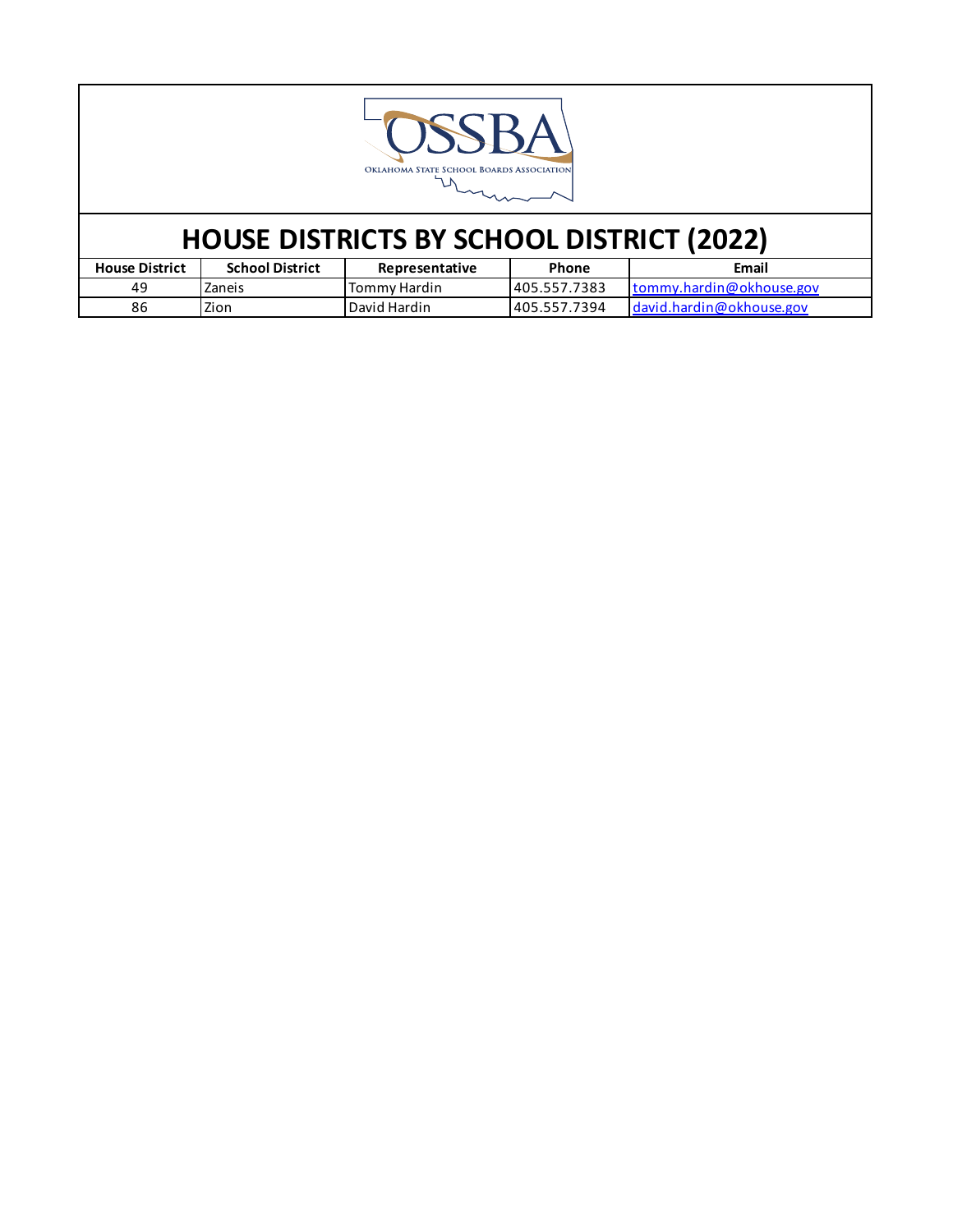OSSBA

Oklahoma State School Boards Association

# HOUSE DISTRICTS BY SCHOOL DISTRICT (2022)

| House District | School District | Representative | Phone | Email |
|---|---|---|---|---|
| 49 | Zaneis | Tommy Hardin | 405.557.7383 | tommy.hardin@okhouse.gov |
| 86 | Zion | David Hardin | 405.557.7394 | david.hardin@okhouse.gov |